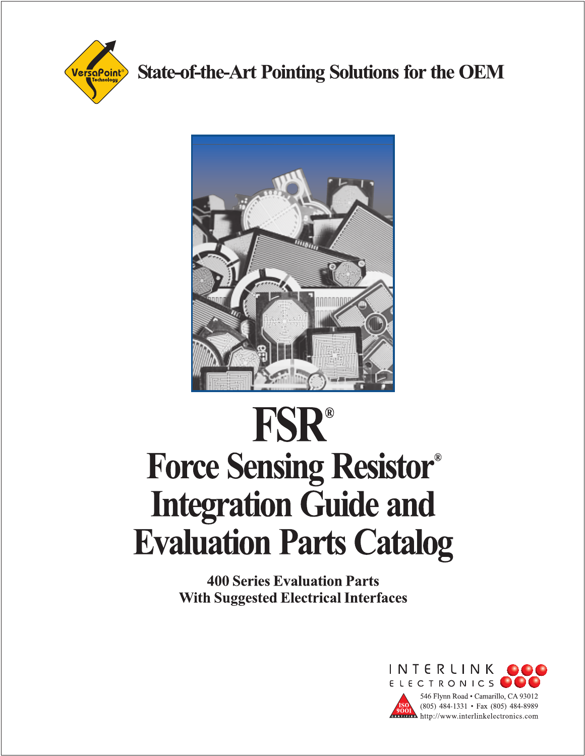VersaPoint® Technology

State-of-the-Art Pointing Solutions for the OEM

# FSR®

# Force Sensing Resistor® Integration Guide and Evaluation Parts Catalog

**400 Series Evaluation Parts**
**With Suggested Electrical Interfaces**

INTERLINK ELECTRONICS

ISO 9001 CERTIFIED

546 Flynn Road • Camarillo, CA 93012
(805) 484-1331 • Fax (805) 484-8989
http://www.interlinkelectronics.com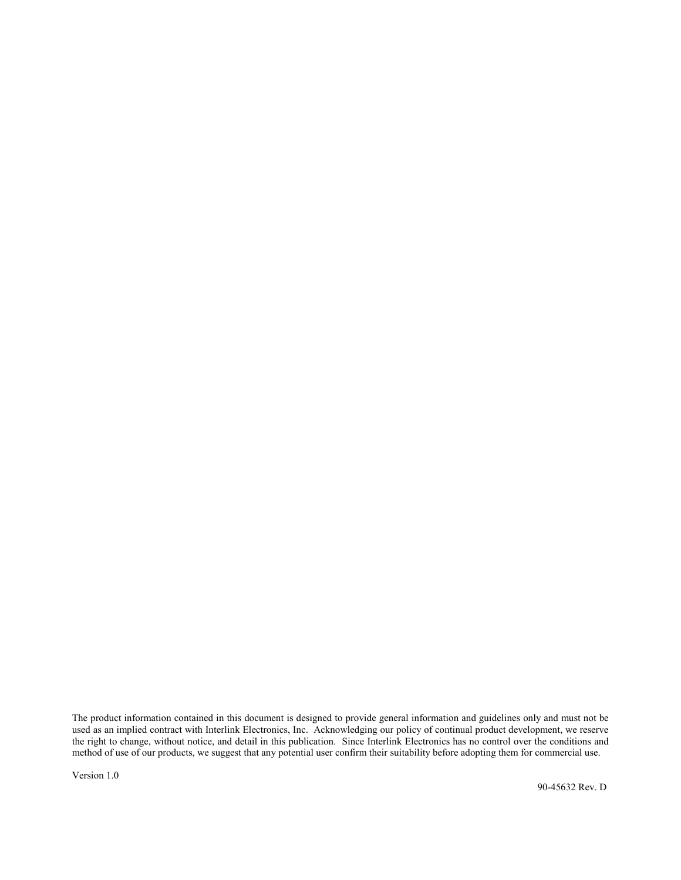The product information contained in this document is designed to provide general information and guidelines only and must not be used as an implied contract with Interlink Electronics, Inc. Acknowledging our policy of continual product development, we reserve the right to change, without notice, and detail in this publication. Since Interlink Electronics has no control over the conditions and method of use of our products, we suggest that any potential user confirm their suitability before adopting them for commercial use.

Version 1.0

90-45632 Rev. D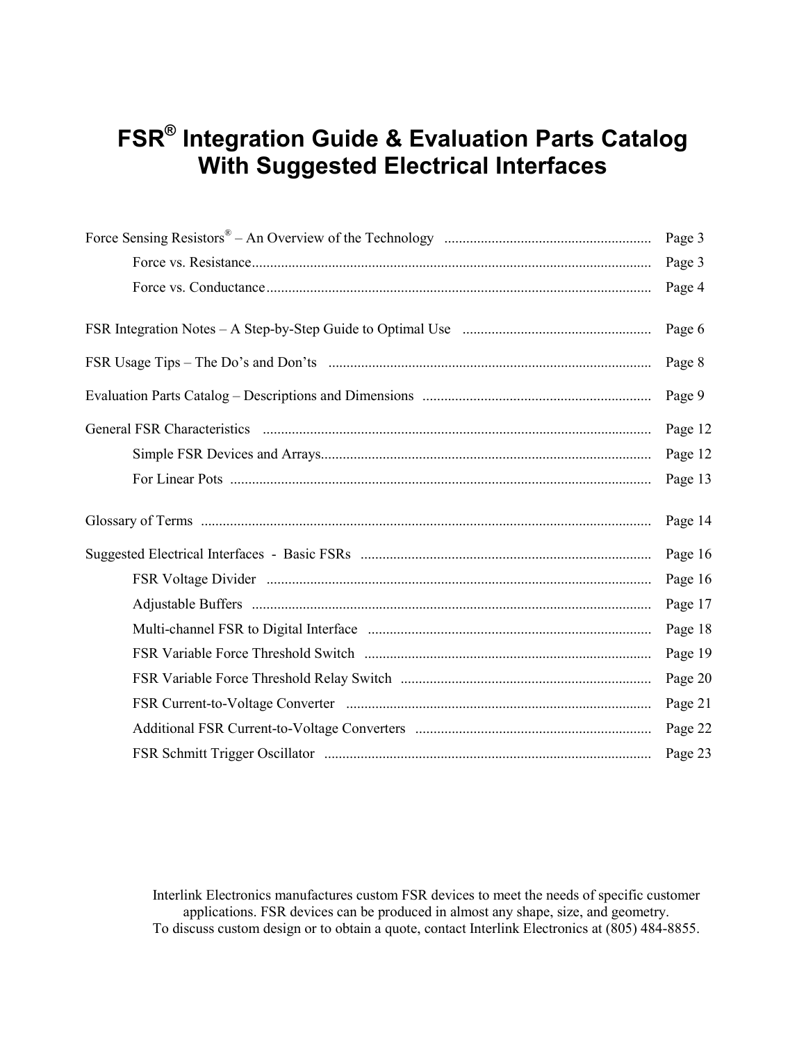# FSR® Integration Guide & Evaluation Parts Catalog With Suggested Electrical Interfaces

| | |
|---|---|
| Force Sensing Resistors® – An Overview of the Technology | Page 3 |
| Force vs. Resistance | Page 3 |
| Force vs. Conductance | Page 4 |
| FSR Integration Notes – A Step-by-Step Guide to Optimal Use | Page 6 |
| FSR Usage Tips – The Do's and Don'ts | Page 8 |
| Evaluation Parts Catalog – Descriptions and Dimensions | Page 9 |
| General FSR Characteristics | Page 12 |
| Simple FSR Devices and Arrays | Page 12 |
| For Linear Pots | Page 13 |
| Glossary of Terms | Page 14 |
| Suggested Electrical Interfaces - Basic FSRs | Page 16 |
| FSR Voltage Divider | Page 16 |
| Adjustable Buffers | Page 17 |
| Multi-channel FSR to Digital Interface | Page 18 |
| FSR Variable Force Threshold Switch | Page 19 |
| FSR Variable Force Threshold Relay Switch | Page 20 |
| FSR Current-to-Voltage Converter | Page 21 |
| Additional FSR Current-to-Voltage Converters | Page 22 |
| FSR Schmitt Trigger Oscillator | Page 23 |

Interlink Electronics manufactures custom FSR devices to meet the needs of specific customer applications. FSR devices can be produced in almost any shape, size, and geometry. To discuss custom design or to obtain a quote, contact Interlink Electronics at (805) 484-8855.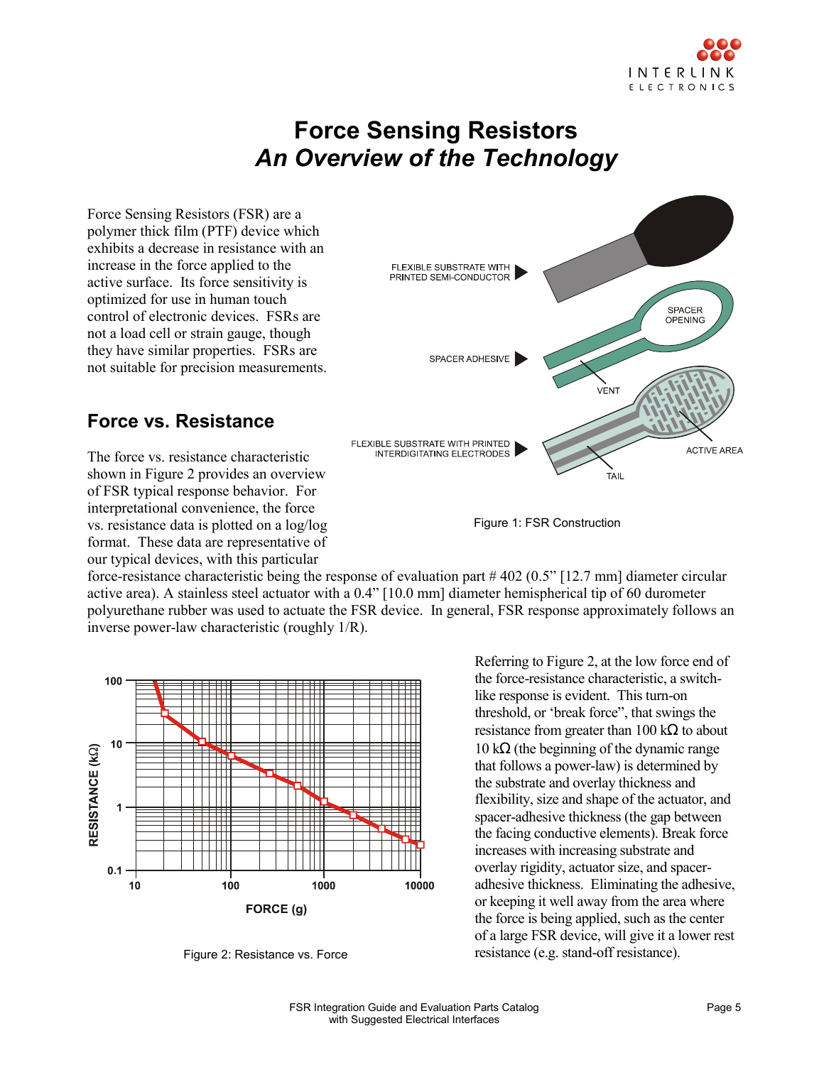# Force Sensing Resistors

## *An Overview of the Technology*

Force Sensing Resistors (FSR) are a polymer thick film (PTF) device which exhibits a decrease in resistance with an increase in the force applied to the active surface. Its force sensitivity is optimized for use in human touch control of electronic devices. FSRs are not a load cell or strain gauge, though they have similar properties. FSRs are not suitable for precision measurements.

Figure 1: FSR Construction

## Force vs. Resistance

The force vs. resistance characteristic shown in Figure 2 provides an overview of FSR typical response behavior. For interpretational convenience, the force vs. resistance data is plotted on a log/log format. These data are representative of our typical devices, with this particular force-resistance characteristic being the response of evaluation part # 402 (0.5" [12.7 mm] diameter circular active area). A stainless steel actuator with a 0.4" [10.0 mm] diameter hemispherical tip of 60 durometer polyurethane rubber was used to actuate the FSR device. In general, FSR response approximately follows an inverse power-law characteristic (roughly 1/R).

Figure 2: Resistance vs. Force

Referring to Figure 2, at the low force end of the force-resistance characteristic, a switch-like response is evident. This turn-on threshold, or 'break force", that swings the resistance from greater than 100 kΩ to about 10 kΩ (the beginning of the dynamic range that follows a power-law) is determined by the substrate and overlay thickness and flexibility, size and shape of the actuator, and spacer-adhesive thickness (the gap between the facing conductive elements). Break force increases with increasing substrate and overlay rigidity, actuator size, and spacer-adhesive thickness. Eliminating the adhesive, or keeping it well away from the area where the force is being applied, such as the center of a large FSR device, will give it a lower rest resistance (e.g. stand-off resistance).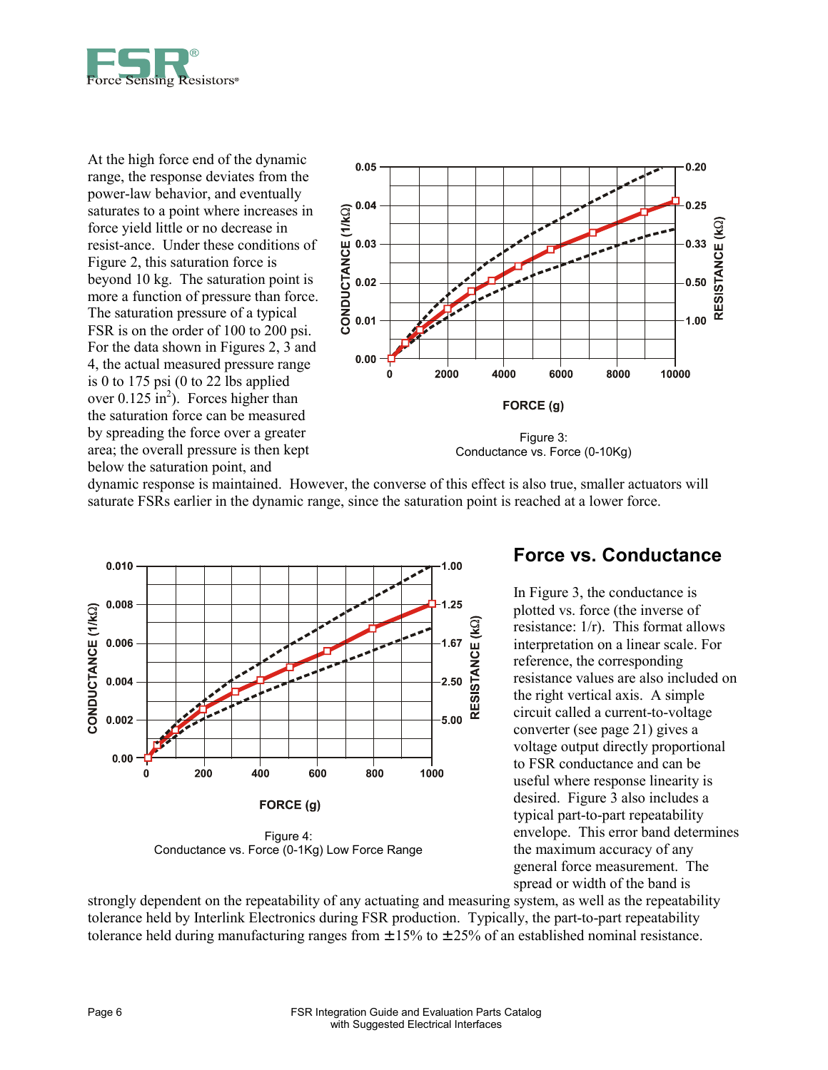At the high force end of the dynamic range, the response deviates from the power-law behavior, and eventually saturates to a point where increases in force yield little or no decrease in resist-ance. Under these conditions of Figure 2, this saturation force is beyond 10 kg. The saturation point is more a function of pressure than force. The saturation pressure of a typical FSR is on the order of 100 to 200 psi. For the data shown in Figures 2, 3 and 4, the actual measured pressure range is 0 to 175 psi (0 to 22 lbs applied over 0.125 in$^2$). Forces higher than the saturation force can be measured by spreading the force over a greater area; the overall pressure is then kept below the saturation point, and dynamic response is maintained. However, the converse of this effect is also true, smaller actuators will saturate FSRs earlier in the dynamic range, since the saturation point is reached at a lower force.

Figure 3:
Conductance vs. Force (0-10Kg)

Figure 4:
Conductance vs. Force (0-1Kg) Low Force Range

## Force vs. Conductance

In Figure 3, the conductance is plotted vs. force (the inverse of resistance: 1/r). This format allows interpretation on a linear scale. For reference, the corresponding resistance values are also included on the right vertical axis. A simple circuit called a current-to-voltage converter (see page 21) gives a voltage output directly proportional to FSR conductance and can be useful where response linearity is desired. Figure 3 also includes a typical part-to-part repeatability envelope. This error band determines the maximum accuracy of any general force measurement. The spread or width of the band is strongly dependent on the repeatability of any actuating and measuring system, as well as the repeatability tolerance held by Interlink Electronics during FSR production. Typically, the part-to-part repeatability tolerance held during manufacturing ranges from ±15% to ±25% of an established nominal resistance.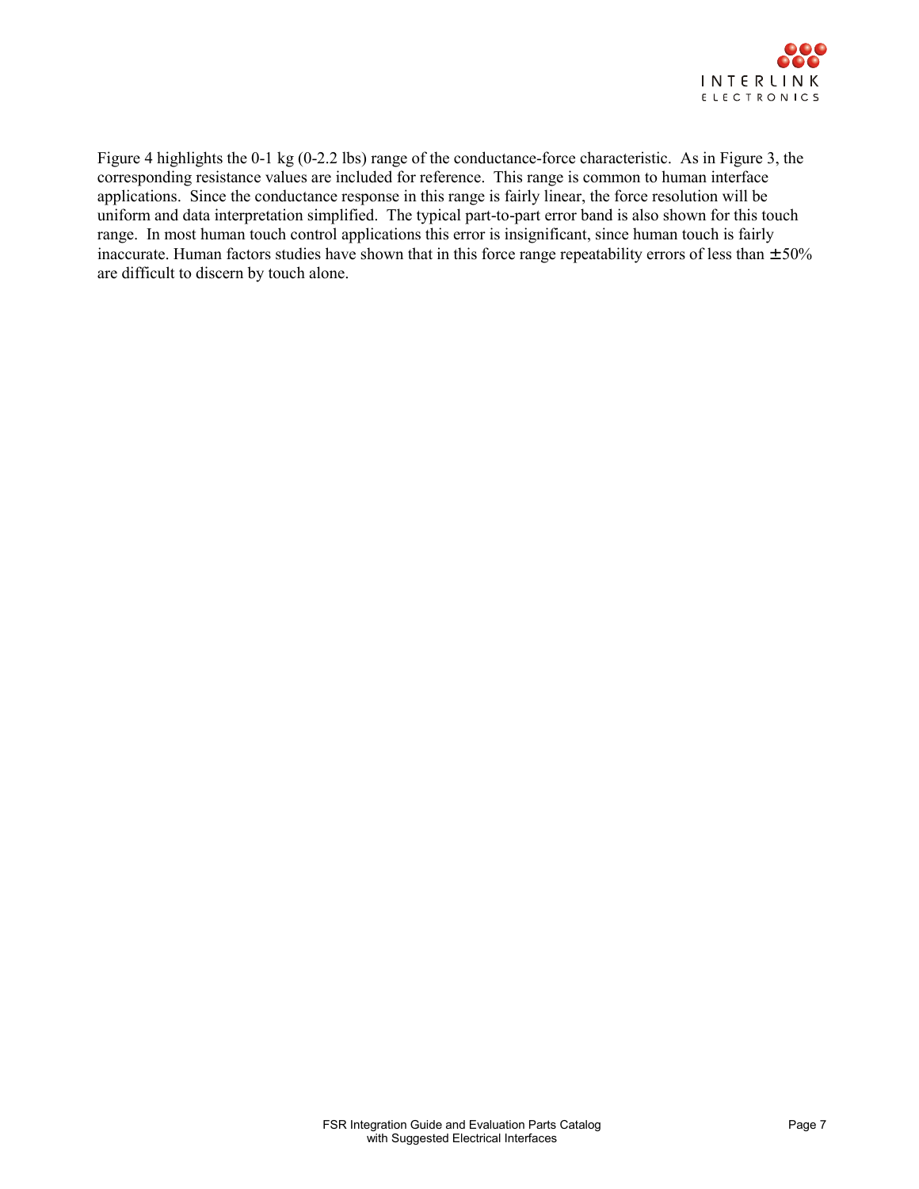Figure 4 highlights the 0-1 kg (0-2.2 lbs) range of the conductance-force characteristic. As in Figure 3, the corresponding resistance values are included for reference. This range is common to human interface applications. Since the conductance response in this range is fairly linear, the force resolution will be uniform and data interpretation simplified. The typical part-to-part error band is also shown for this touch range. In most human touch control applications this error is insignificant, since human touch is fairly inaccurate. Human factors studies have shown that in this force range repeatability errors of less than ± 50% are difficult to discern by touch alone.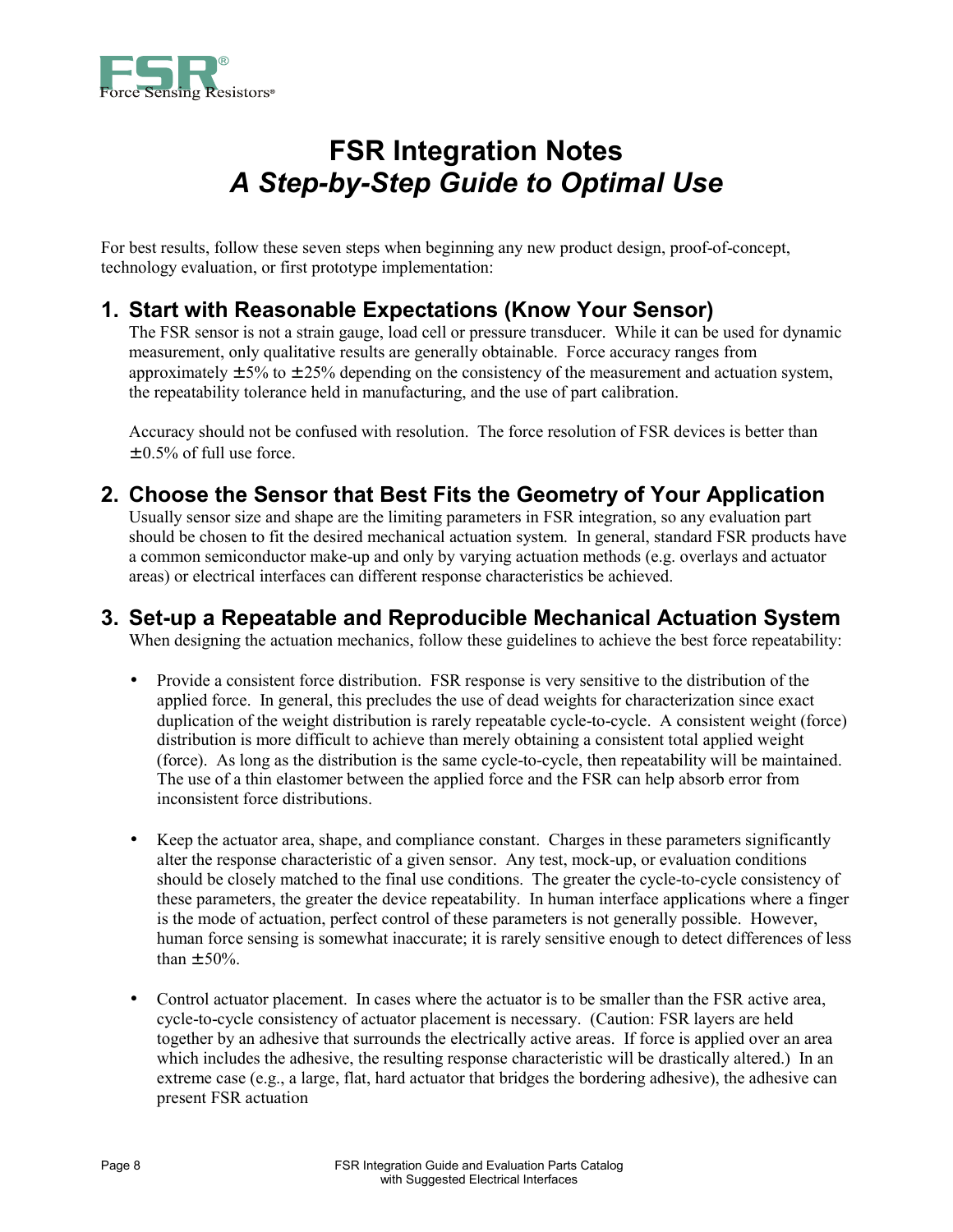# FSR Integration Notes
## *A Step-by-Step Guide to Optimal Use*

For best results, follow these seven steps when beginning any new product design, proof-of-concept, technology evaluation, or first prototype implementation:

### 1. Start with Reasonable Expectations (Know Your Sensor)

The FSR sensor is not a strain gauge, load cell or pressure transducer. While it can be used for dynamic measurement, only qualitative results are generally obtainable. Force accuracy ranges from approximately ± 5% to ± 25% depending on the consistency of the measurement and actuation system, the repeatability tolerance held in manufacturing, and the use of part calibration.

Accuracy should not be confused with resolution. The force resolution of FSR devices is better than ± 0.5% of full use force.

### 2. Choose the Sensor that Best Fits the Geometry of Your Application

Usually sensor size and shape are the limiting parameters in FSR integration, so any evaluation part should be chosen to fit the desired mechanical actuation system. In general, standard FSR products have a common semiconductor make-up and only by varying actuation methods (e.g. overlays and actuator areas) or electrical interfaces can different response characteristics be achieved.

### 3. Set-up a Repeatable and Reproducible Mechanical Actuation System

When designing the actuation mechanics, follow these guidelines to achieve the best force repeatability:

- Provide a consistent force distribution. FSR response is very sensitive to the distribution of the applied force. In general, this precludes the use of dead weights for characterization since exact duplication of the weight distribution is rarely repeatable cycle-to-cycle. A consistent weight (force) distribution is more difficult to achieve than merely obtaining a consistent total applied weight (force). As long as the distribution is the same cycle-to-cycle, then repeatability will be maintained. The use of a thin elastomer between the applied force and the FSR can help absorb error from inconsistent force distributions.

- Keep the actuator area, shape, and compliance constant. Charges in these parameters significantly alter the response characteristic of a given sensor. Any test, mock-up, or evaluation conditions should be closely matched to the final use conditions. The greater the cycle-to-cycle consistency of these parameters, the greater the device repeatability. In human interface applications where a finger is the mode of actuation, perfect control of these parameters is not generally possible. However, human force sensing is somewhat inaccurate; it is rarely sensitive enough to detect differences of less than ± 50%.

- Control actuator placement. In cases where the actuator is to be smaller than the FSR active area, cycle-to-cycle consistency of actuator placement is necessary. (Caution: FSR layers are held together by an adhesive that surrounds the electrically active areas. If force is applied over an area which includes the adhesive, the resulting response characteristic will be drastically altered.) In an extreme case (e.g., a large, flat, hard actuator that bridges the bordering adhesive), the adhesive can present FSR actuation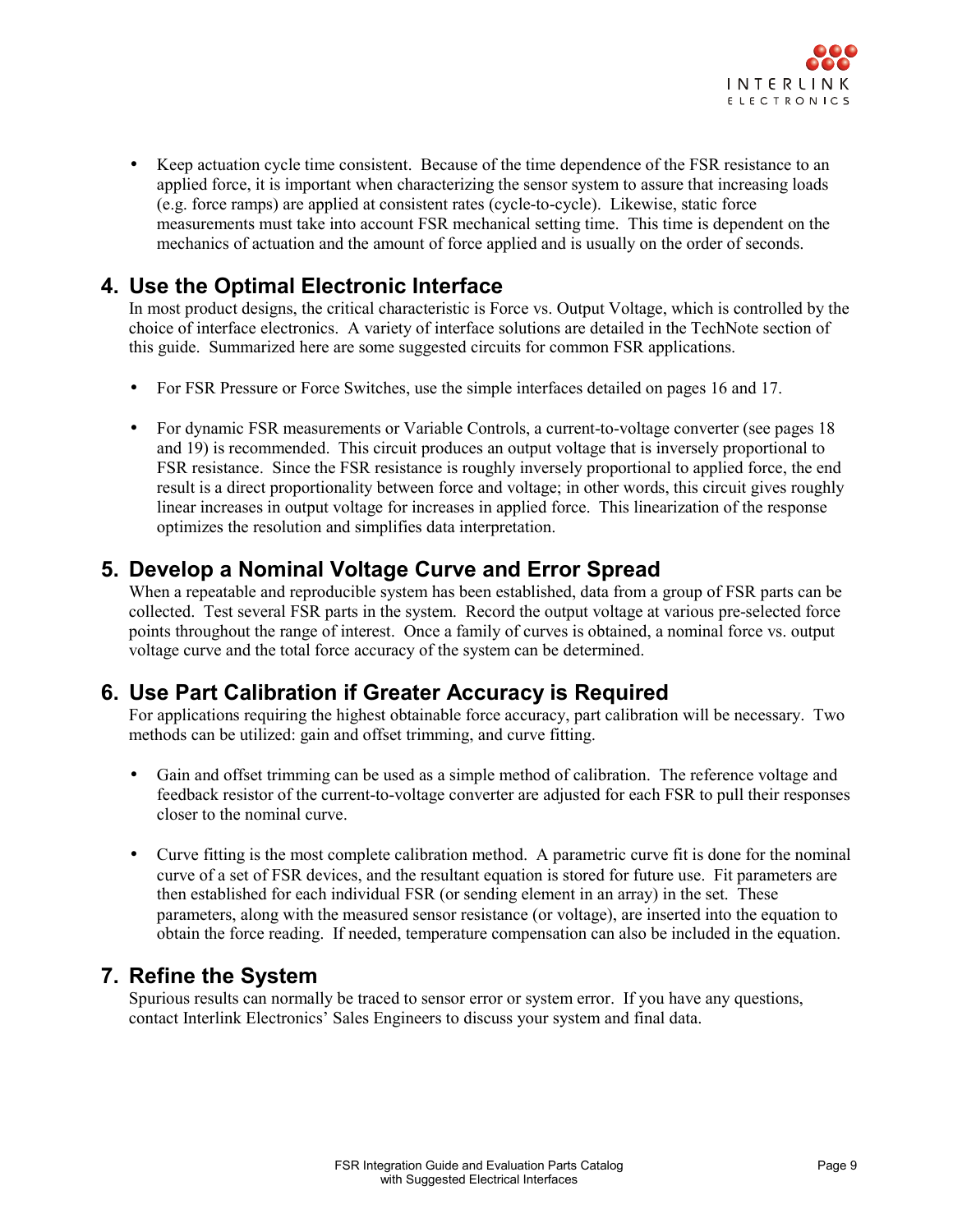- Keep actuation cycle time consistent. Because of the time dependence of the FSR resistance to an applied force, it is important when characterizing the sensor system to assure that increasing loads (e.g. force ramps) are applied at consistent rates (cycle-to-cycle). Likewise, static force measurements must take into account FSR mechanical setting time. This time is dependent on the mechanics of actuation and the amount of force applied and is usually on the order of seconds.

## 4. Use the Optimal Electronic Interface

In most product designs, the critical characteristic is Force vs. Output Voltage, which is controlled by the choice of interface electronics. A variety of interface solutions are detailed in the TechNote section of this guide. Summarized here are some suggested circuits for common FSR applications.

- For FSR Pressure or Force Switches, use the simple interfaces detailed on pages 16 and 17.

- For dynamic FSR measurements or Variable Controls, a current-to-voltage converter (see pages 18 and 19) is recommended. This circuit produces an output voltage that is inversely proportional to FSR resistance. Since the FSR resistance is roughly inversely proportional to applied force, the end result is a direct proportionality between force and voltage; in other words, this circuit gives roughly linear increases in output voltage for increases in applied force. This linearization of the response optimizes the resolution and simplifies data interpretation.

## 5. Develop a Nominal Voltage Curve and Error Spread

When a repeatable and reproducible system has been established, data from a group of FSR parts can be collected. Test several FSR parts in the system. Record the output voltage at various pre-selected force points throughout the range of interest. Once a family of curves is obtained, a nominal force vs. output voltage curve and the total force accuracy of the system can be determined.

## 6. Use Part Calibration if Greater Accuracy is Required

For applications requiring the highest obtainable force accuracy, part calibration will be necessary. Two methods can be utilized: gain and offset trimming, and curve fitting.

- Gain and offset trimming can be used as a simple method of calibration. The reference voltage and feedback resistor of the current-to-voltage converter are adjusted for each FSR to pull their responses closer to the nominal curve.

- Curve fitting is the most complete calibration method. A parametric curve fit is done for the nominal curve of a set of FSR devices, and the resultant equation is stored for future use. Fit parameters are then established for each individual FSR (or sending element in an array) in the set. These parameters, along with the measured sensor resistance (or voltage), are inserted into the equation to obtain the force reading. If needed, temperature compensation can also be included in the equation.

## 7. Refine the System

Spurious results can normally be traced to sensor error or system error. If you have any questions, contact Interlink Electronics' Sales Engineers to discuss your system and final data.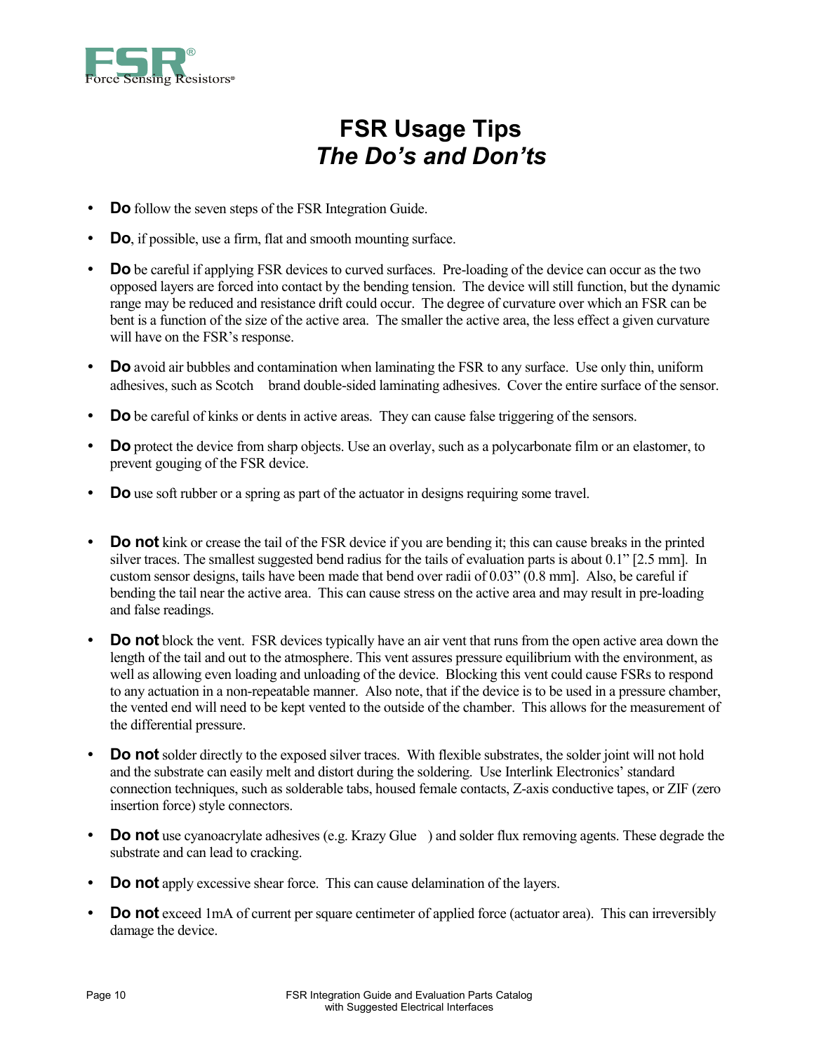# FSR Usage Tips

## *The Do's and Don'ts*

- **Do** follow the seven steps of the FSR Integration Guide.
- **Do**, if possible, use a firm, flat and smooth mounting surface.
- **Do** be careful if applying FSR devices to curved surfaces. Pre-loading of the device can occur as the two opposed layers are forced into contact by the bending tension. The device will still function, but the dynamic range may be reduced and resistance drift could occur. The degree of curvature over which an FSR can be bent is a function of the size of the active area. The smaller the active area, the less effect a given curvature will have on the FSR's response.
- **Do** avoid air bubbles and contamination when laminating the FSR to any surface. Use only thin, uniform adhesives, such as Scotch brand double-sided laminating adhesives. Cover the entire surface of the sensor.
- **Do** be careful of kinks or dents in active areas. They can cause false triggering of the sensors.
- **Do** protect the device from sharp objects. Use an overlay, such as a polycarbonate film or an elastomer, to prevent gouging of the FSR device.
- **Do** use soft rubber or a spring as part of the actuator in designs requiring some travel.

- **Do not** kink or crease the tail of the FSR device if you are bending it; this can cause breaks in the printed silver traces. The smallest suggested bend radius for the tails of evaluation parts is about 0.1" [2.5 mm]. In custom sensor designs, tails have been made that bend over radii of 0.03" (0.8 mm]. Also, be careful if bending the tail near the active area. This can cause stress on the active area and may result in pre-loading and false readings.
- **Do not** block the vent. FSR devices typically have an air vent that runs from the open active area down the length of the tail and out to the atmosphere. This vent assures pressure equilibrium with the environment, as well as allowing even loading and unloading of the device. Blocking this vent could cause FSRs to respond to any actuation in a non-repeatable manner. Also note, that if the device is to be used in a pressure chamber, the vented end will need to be kept vented to the outside of the chamber. This allows for the measurement of the differential pressure.
- **Do not** solder directly to the exposed silver traces. With flexible substrates, the solder joint will not hold and the substrate can easily melt and distort during the soldering. Use Interlink Electronics' standard connection techniques, such as solderable tabs, housed female contacts, Z-axis conductive tapes, or ZIF (zero insertion force) style connectors.
- **Do not** use cyanoacrylate adhesives (e.g. Krazy Glue ) and solder flux removing agents. These degrade the substrate and can lead to cracking.
- **Do not** apply excessive shear force. This can cause delamination of the layers.
- **Do not** exceed 1mA of current per square centimeter of applied force (actuator area). This can irreversibly damage the device.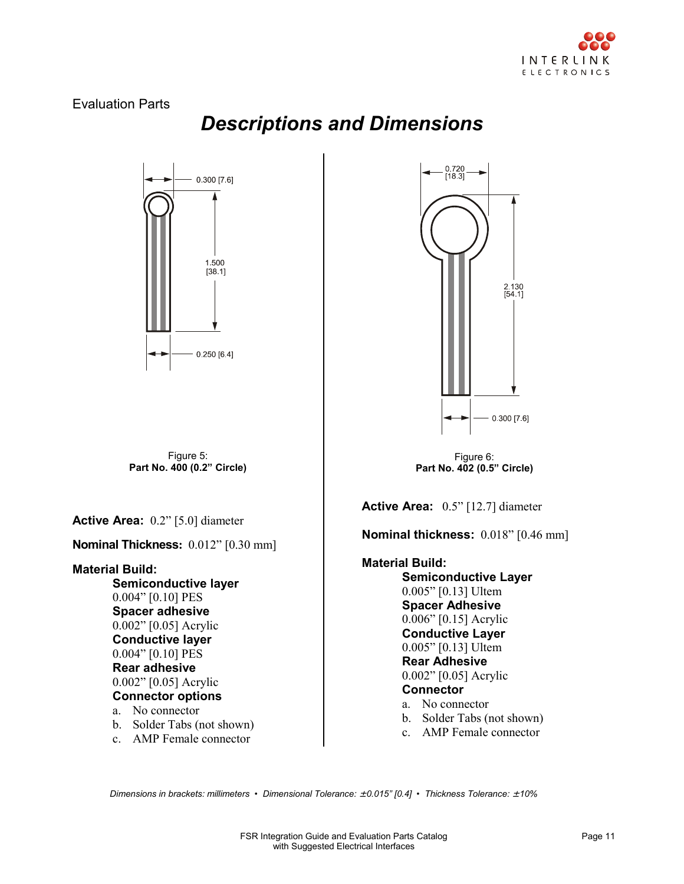Evaluation Parts

# Descriptions and Dimensions

0.300 [7.6]

1.500 [38.1]

0.250 [6.4]

Figure 5:
**Part No. 400 (0.2" Circle)**

**Active Area:** 0.2" [5.0] diameter

**Nominal Thickness:** 0.012" [0.30 mm]

**Material Build:**

**Semiconductive layer**
0.004" [0.10] PES
**Spacer adhesive**
0.002" [0.05] Acrylic
**Conductive layer**
0.004" [0.10] PES
**Rear adhesive**
0.002" [0.05] Acrylic
**Connector options**

a. No connector
b. Solder Tabs (not shown)
c. AMP Female connector

0.720 [18.3]

2.130 [54.1]

0.300 [7.6]

Figure 6:
**Part No. 402 (0.5" Circle)**

**Active Area:** 0.5" [12.7] diameter

**Nominal thickness:** 0.018" [0.46 mm]

**Material Build:**

**Semiconductive Layer**
0.005" [0.13] Ultem
**Spacer Adhesive**
0.006" [0.15] Acrylic
**Conductive Layer**
0.005" [0.13] Ultem
**Rear Adhesive**
0.002" [0.05] Acrylic
**Connector**

a. No connector
b. Solder Tabs (not shown)
c. AMP Female connector

*Dimensions in brackets: millimeters • Dimensional Tolerance: ±0.015" [0.4] • Thickness Tolerance: ±10%*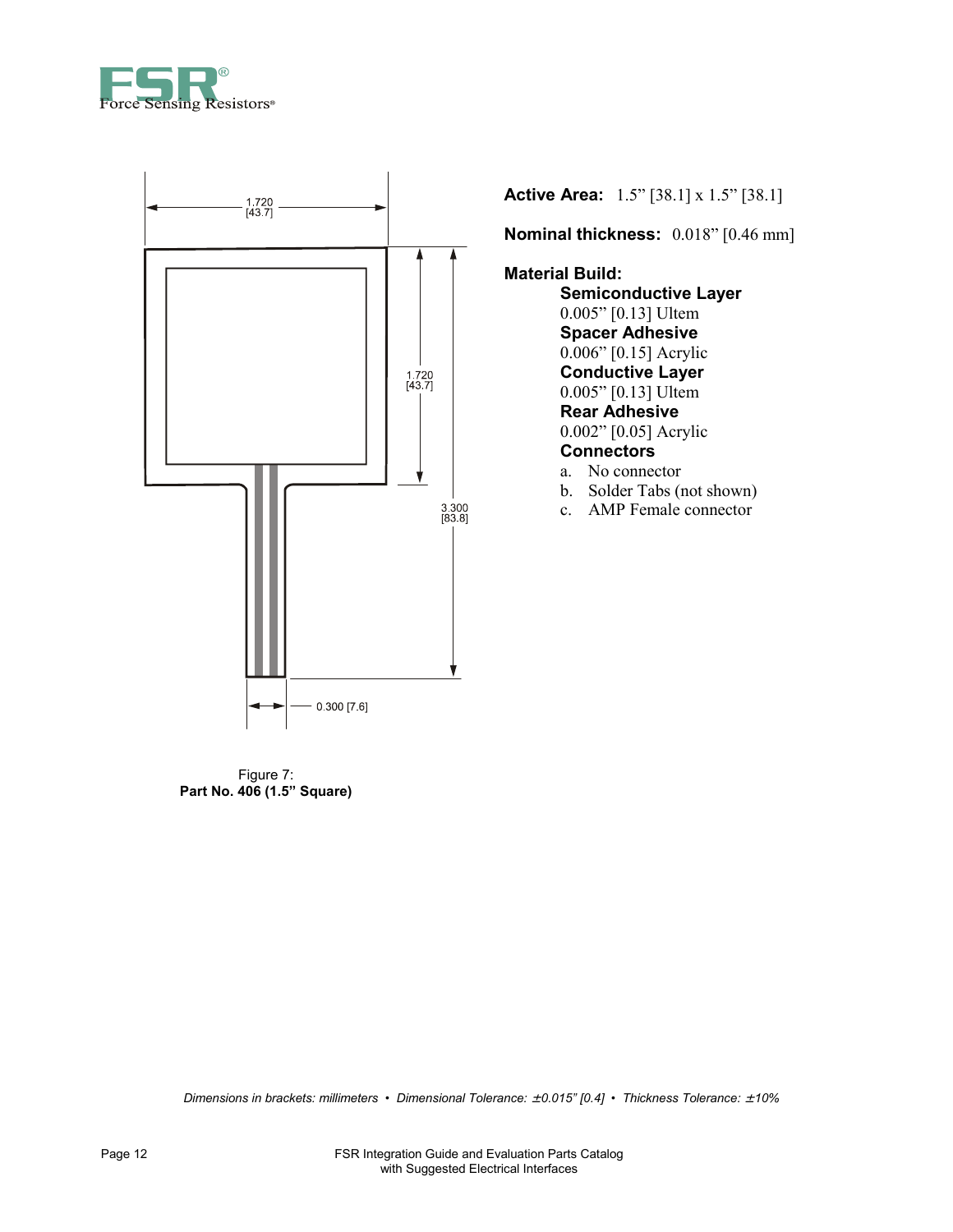**Active Area:** 1.5" [38.1] x 1.5" [38.1]

**Nominal thickness:** 0.018" [0.46 mm]

**Material Build:**

**Semiconductive Layer**
0.005" [0.13] Ultem

**Spacer Adhesive**
0.006" [0.15] Acrylic

**Conductive Layer**
0.005" [0.13] Ultem

**Rear Adhesive**
0.002" [0.05] Acrylic

**Connectors**

a. No connector
b. Solder Tabs (not shown)
c. AMP Female connector

1.720 [43.7]

1.720 [43.7]

3.300 [83.8]

0.300 [7.6]

Figure 7:
**Part No. 406 (1.5" Square)**

*Dimensions in brackets: millimeters • Dimensional Tolerance: ±0.015" [0.4] • Thickness Tolerance: ±10%*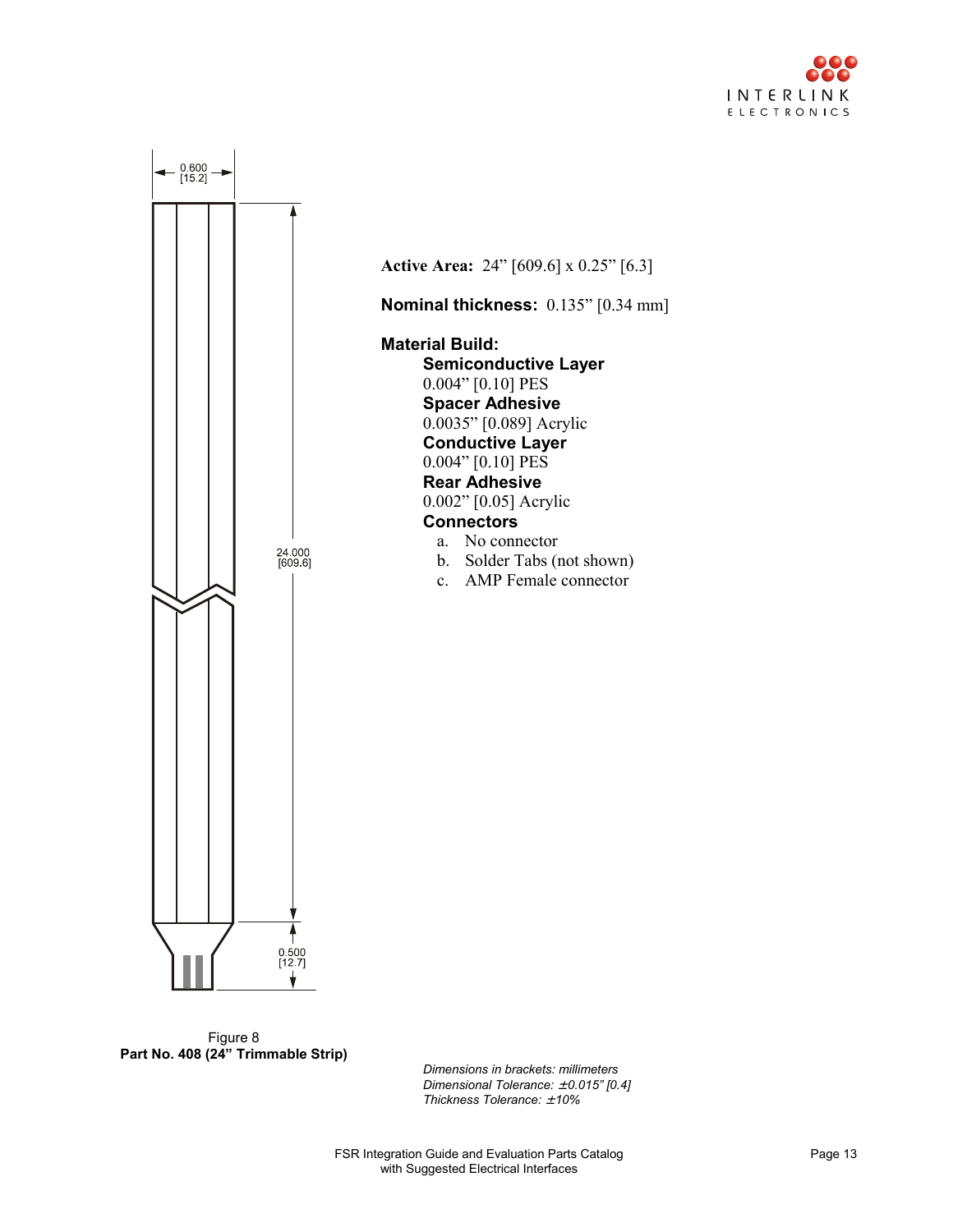**Active Area:** 24” [609.6] x 0.25” [6.3]

**Nominal thickness:** 0.135” [0.34 mm]

**Material Build:**

**Semiconductive Layer**
0.004” [0.10] PES

**Spacer Adhesive**
0.0035” [0.089] Acrylic

**Conductive Layer**
0.004” [0.10] PES

**Rear Adhesive**
0.002” [0.05] Acrylic

**Connectors**

a. No connector
b. Solder Tabs (not shown)
c. AMP Female connector

0.600 [15.2]

24.000 [609.6]

0.500 [12.7]

Figure 8
**Part No. 408 (24” Trimmable Strip)**

*Dimensions in brackets: millimeters*
*Dimensional Tolerance: ±0.015” [0.4]*
*Thickness Tolerance: ±10%*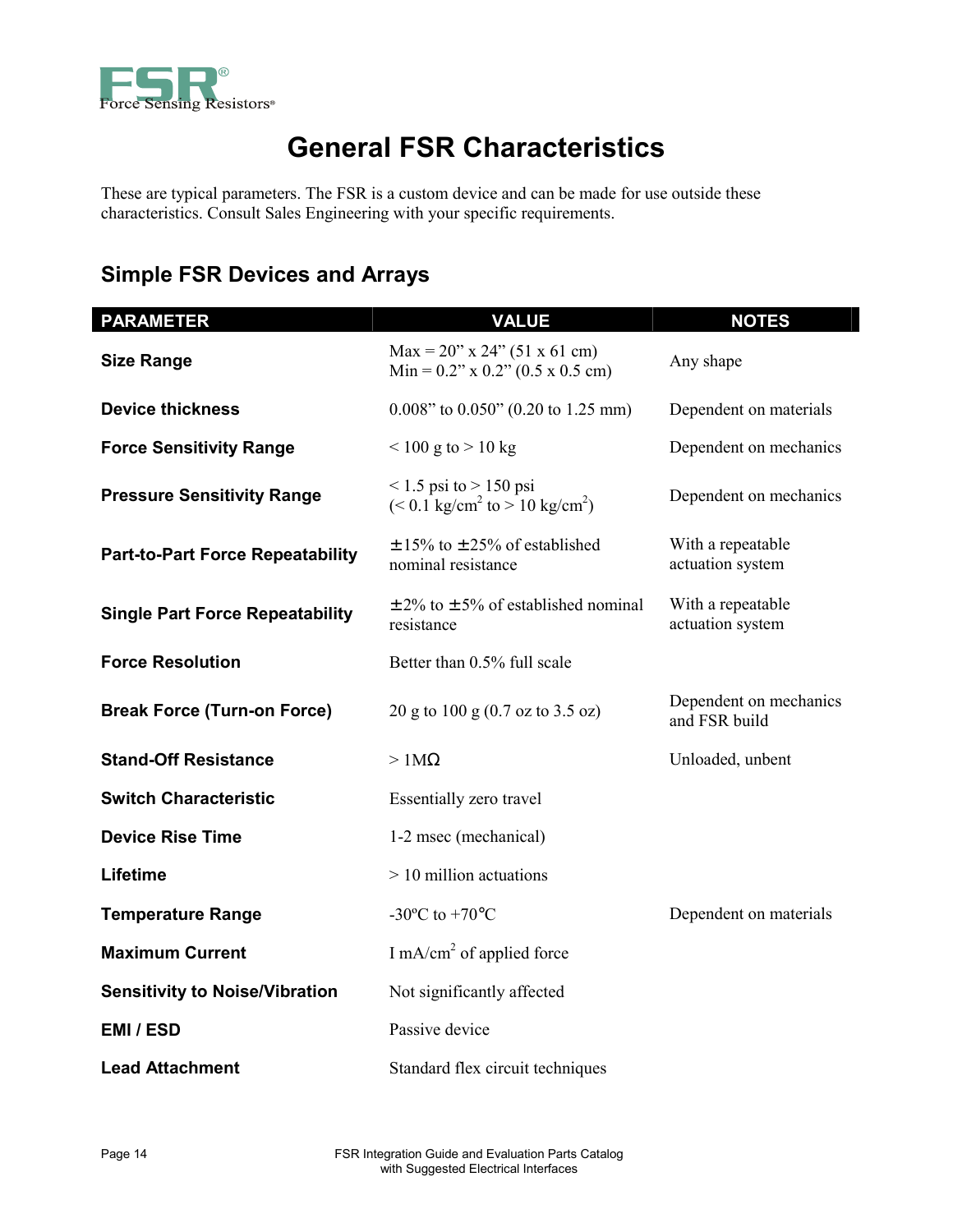# General FSR Characteristics

These are typical parameters. The FSR is a custom device and can be made for use outside these characteristics. Consult Sales Engineering with your specific requirements.

## Simple FSR Devices and Arrays

| PARAMETER | VALUE | NOTES |
|---|---|---|
| **Size Range** | Max = 20" x 24" (51 x 61 cm)<br>Min = 0.2" x 0.2" (0.5 x 0.5 cm) | Any shape |
| **Device thickness** | 0.008" to 0.050" (0.20 to 1.25 mm) | Dependent on materials |
| **Force Sensitivity Range** | < 100 g to > 10 kg | Dependent on mechanics |
| **Pressure Sensitivity Range** | < 1.5 psi to > 150 psi<br>(< 0.1 kg/cm$^2$ to > 10 kg/cm$^2$) | Dependent on mechanics |
| **Part-to-Part Force Repeatability** | ± 15% to ± 25% of established nominal resistance | With a repeatable actuation system |
| **Single Part Force Repeatability** | ± 2% to ± 5% of established nominal resistance | With a repeatable actuation system |
| **Force Resolution** | Better than 0.5% full scale | |
| **Break Force (Turn-on Force)** | 20 g to 100 g (0.7 oz to 3.5 oz) | Dependent on mechanics and FSR build |
| **Stand-Off Resistance** | > 1MΩ | Unloaded, unbent |
| **Switch Characteristic** | Essentially zero travel | |
| **Device Rise Time** | 1-2 msec (mechanical) | |
| **Lifetime** | > 10 million actuations | |
| **Temperature Range** | -30ºC to +70°C | Dependent on materials |
| **Maximum Current** | I mA/cm$^2$ of applied force | |
| **Sensitivity to Noise/Vibration** | Not significantly affected | |
| **EMI / ESD** | Passive device | |
| **Lead Attachment** | Standard flex circuit techniques | |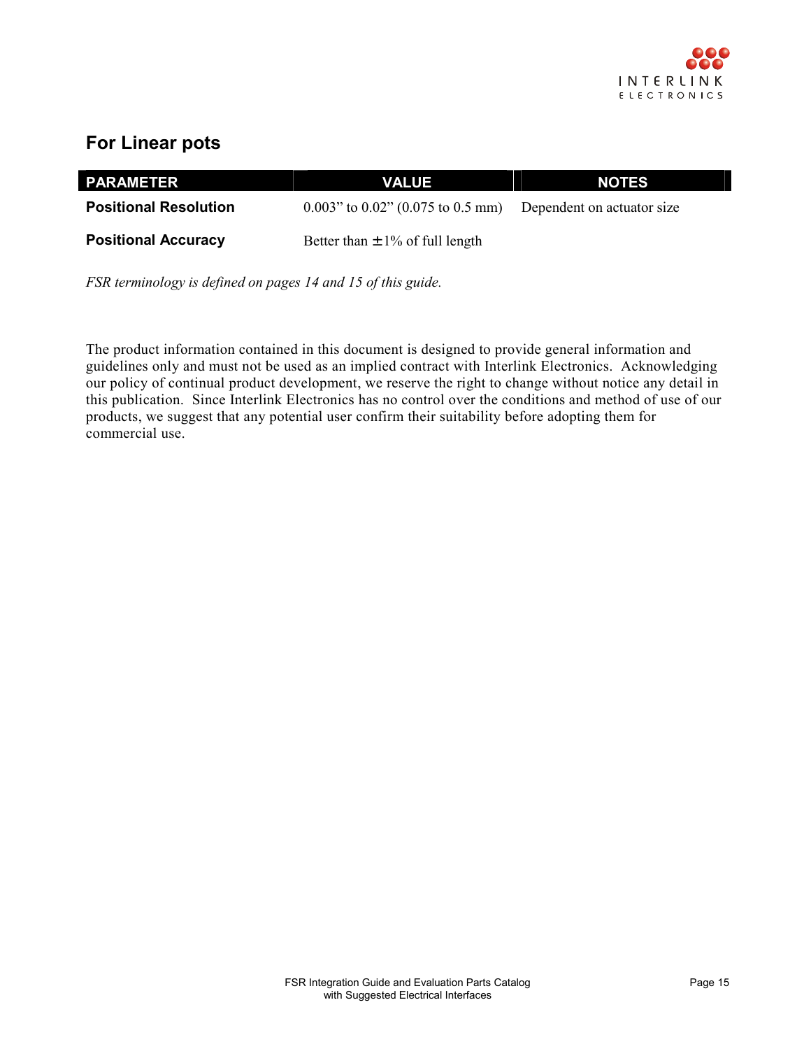## For Linear pots

| PARAMETER | VALUE | NOTES |
| --- | --- | --- |
| **Positional Resolution** | 0.003" to 0.02" (0.075 to 0.5 mm) | Dependent on actuator size |
| **Positional Accuracy** | Better than ±1% of full length | |

*FSR terminology is defined on pages 14 and 15 of this guide.*

The product information contained in this document is designed to provide general information and guidelines only and must not be used as an implied contract with Interlink Electronics. Acknowledging our policy of continual product development, we reserve the right to change without notice any detail in this publication. Since Interlink Electronics has no control over the conditions and method of use of our products, we suggest that any potential user confirm their suitability before adopting them for commercial use.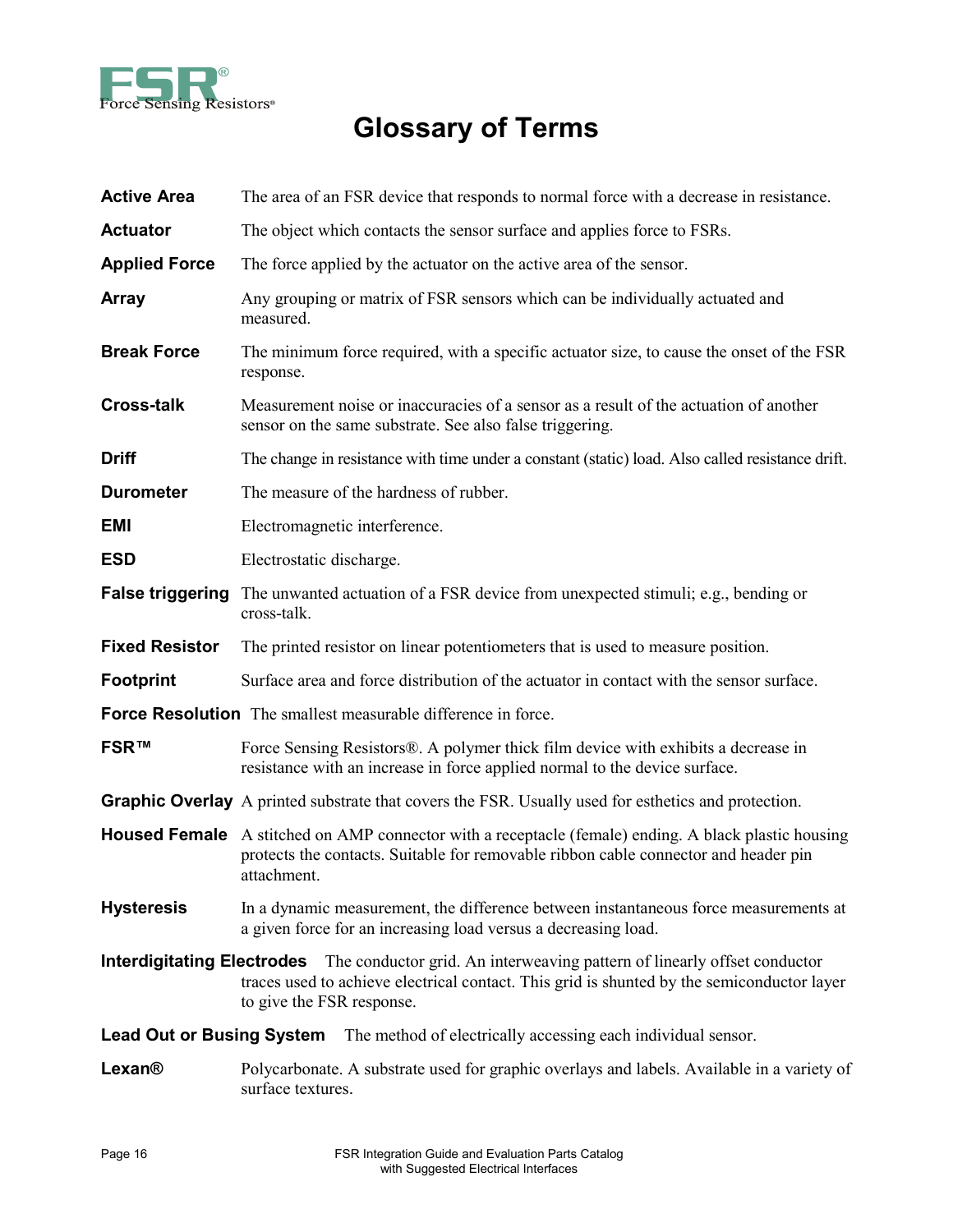# Glossary of Terms

**Active Area** The area of an FSR device that responds to normal force with a decrease in resistance.

**Actuator** The object which contacts the sensor surface and applies force to FSRs.

**Applied Force** The force applied by the actuator on the active area of the sensor.

**Array** Any grouping or matrix of FSR sensors which can be individually actuated and measured.

**Break Force** The minimum force required, with a specific actuator size, to cause the onset of the FSR response.

**Cross-talk** Measurement noise or inaccuracies of a sensor as a result of the actuation of another sensor on the same substrate. See also false triggering.

**Driff** The change in resistance with time under a constant (static) load. Also called resistance drift.

**Durometer** The measure of the hardness of rubber.

**EMI** Electromagnetic interference.

**ESD** Electrostatic discharge.

**False triggering** The unwanted actuation of a FSR device from unexpected stimuli; e.g., bending or cross-talk.

**Fixed Resistor** The printed resistor on linear potentiometers that is used to measure position.

**Footprint** Surface area and force distribution of the actuator in contact with the sensor surface.

**Force Resolution** The smallest measurable difference in force.

**FSR™** Force Sensing Resistors®. A polymer thick film device with exhibits a decrease in resistance with an increase in force applied normal to the device surface.

**Graphic Overlay** A printed substrate that covers the FSR. Usually used for esthetics and protection.

**Housed Female** A stitched on AMP connector with a receptacle (female) ending. A black plastic housing protects the contacts. Suitable for removable ribbon cable connector and header pin attachment.

**Hysteresis** In a dynamic measurement, the difference between instantaneous force measurements at a given force for an increasing load versus a decreasing load.

**Interdigitating Electrodes** The conductor grid. An interweaving pattern of linearly offset conductor traces used to achieve electrical contact. This grid is shunted by the semiconductor layer to give the FSR response.

**Lead Out or Busing System** The method of electrically accessing each individual sensor.

**Lexan®** Polycarbonate. A substrate used for graphic overlays and labels. Available in a variety of surface textures.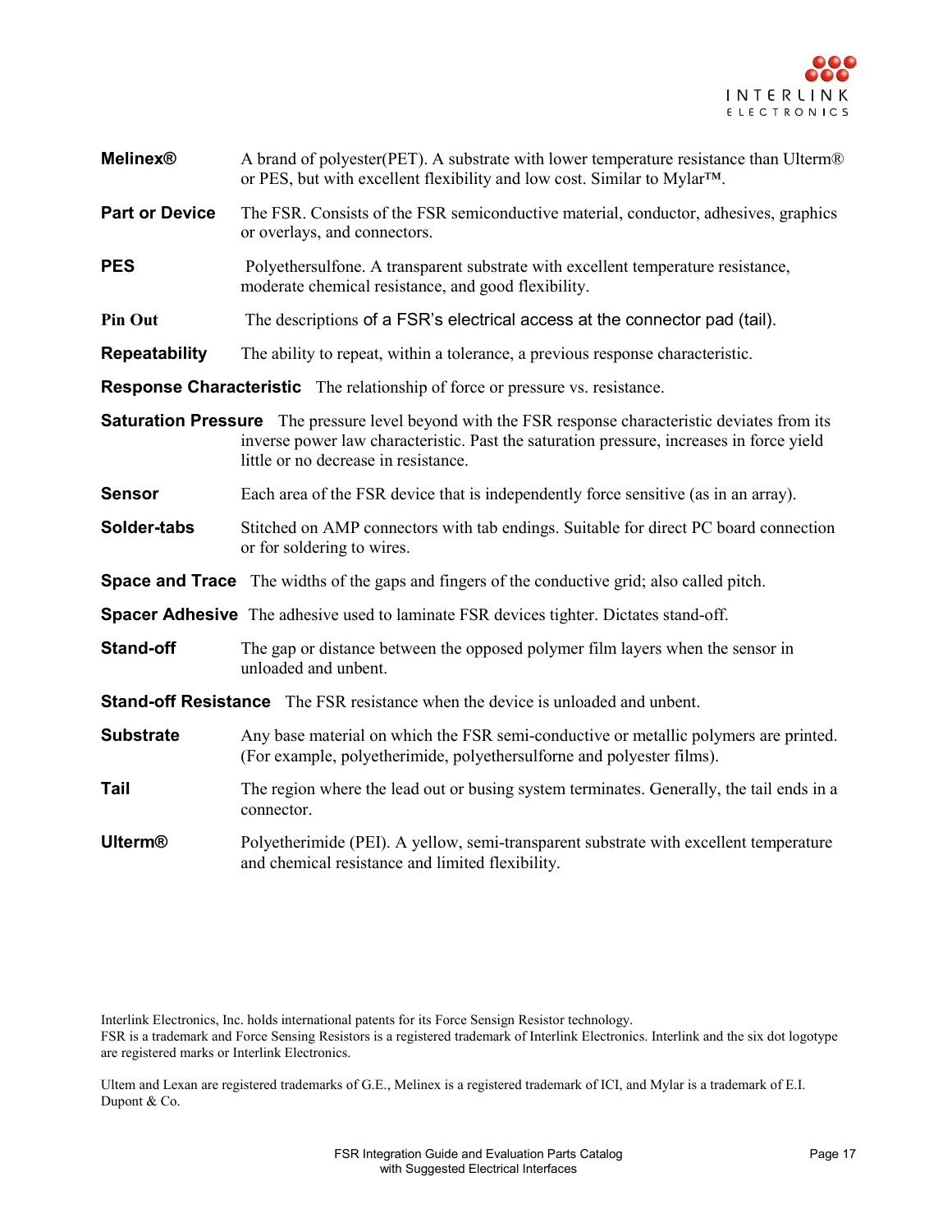**Melinex®** A brand of polyester(PET). A substrate with lower temperature resistance than Ulterm® or PES, but with excellent flexibility and low cost. Similar to Mylar™.

**Part or Device** The FSR. Consists of the FSR semiconductive material, conductor, adhesives, graphics or overlays, and connectors.

**PES** Polyethersulfone. A transparent substrate with excellent temperature resistance, moderate chemical resistance, and good flexibility.

**Pin Out** The descriptions of a FSR's electrical access at the connector pad (tail).

**Repeatability** The ability to repeat, within a tolerance, a previous response characteristic.

**Response Characteristic** The relationship of force or pressure vs. resistance.

**Saturation Pressure** The pressure level beyond with the FSR response characteristic deviates from its inverse power law characteristic. Past the saturation pressure, increases in force yield little or no decrease in resistance.

**Sensor** Each area of the FSR device that is independently force sensitive (as in an array).

**Solder-tabs** Stitched on AMP connectors with tab endings. Suitable for direct PC board connection or for soldering to wires.

**Space and Trace** The widths of the gaps and fingers of the conductive grid; also called pitch.

**Spacer Adhesive** The adhesive used to laminate FSR devices tighter. Dictates stand-off.

**Stand-off** The gap or distance between the opposed polymer film layers when the sensor in unloaded and unbent.

**Stand-off Resistance** The FSR resistance when the device is unloaded and unbent.

**Substrate** Any base material on which the FSR semi-conductive or metallic polymers are printed. (For example, polyetherimide, polyethersulforne and polyester films).

**Tail** The region where the lead out or busing system terminates. Generally, the tail ends in a connector.

**Ulterm®** Polyetherimide (PEI). A yellow, semi-transparent substrate with excellent temperature and chemical resistance and limited flexibility.

Interlink Electronics, Inc. holds international patents for its Force Sensign Resistor technology.
FSR is a trademark and Force Sensing Resistors is a registered trademark of Interlink Electronics. Interlink and the six dot logotype are registered marks or Interlink Electronics.

Ultem and Lexan are registered trademarks of G.E., Melinex is a registered trademark of ICI, and Mylar is a trademark of E.I. Dupont & Co.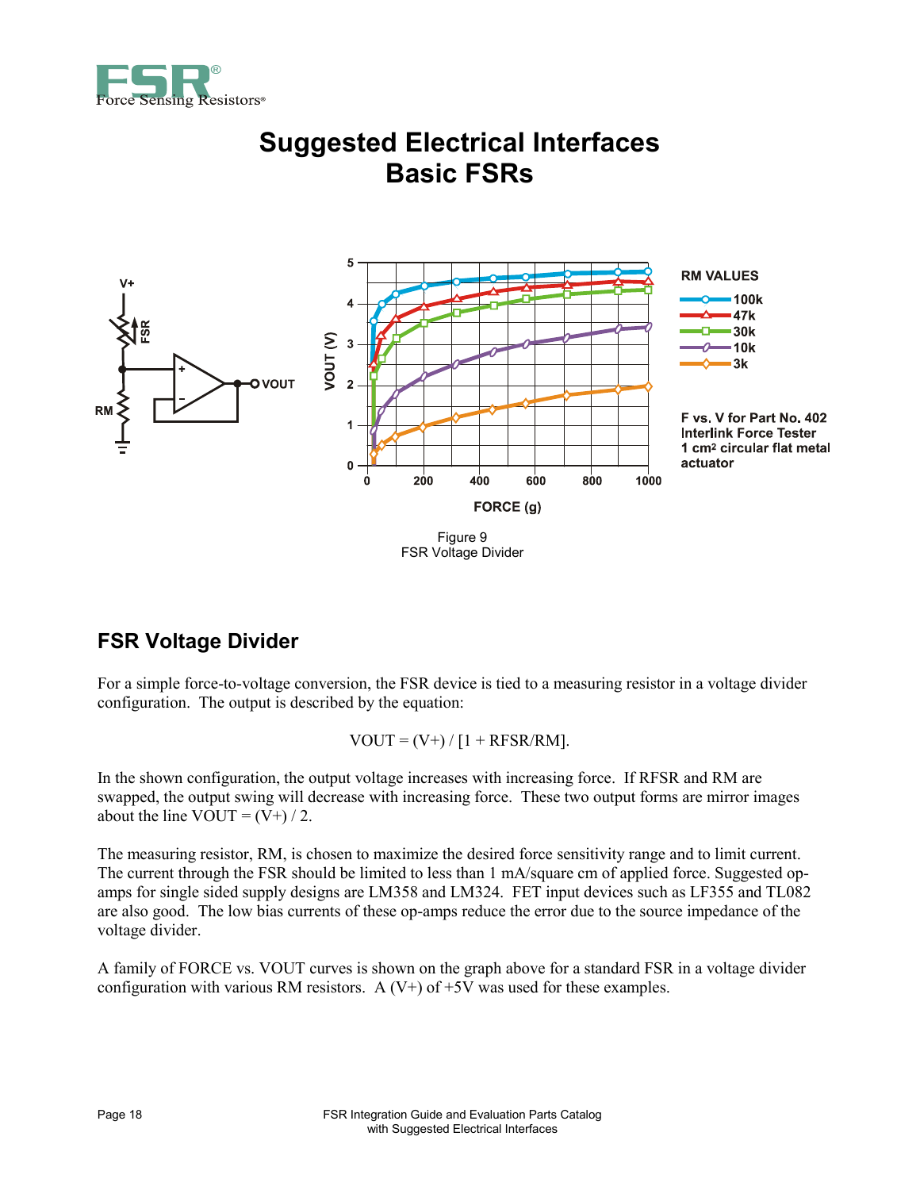# Suggested Electrical Interfaces
# Basic FSRs

Figure 9
FSR Voltage Divider

## FSR Voltage Divider

For a simple force-to-voltage conversion, the FSR device is tied to a measuring resistor in a voltage divider configuration. The output is described by the equation:

$$VOUT = (V+) / [1 + RFSR/RM].$$

In the shown configuration, the output voltage increases with increasing force. If RFSR and RM are swapped, the output swing will decrease with increasing force. These two output forms are mirror images about the line VOUT = (V+) / 2.

The measuring resistor, RM, is chosen to maximize the desired force sensitivity range and to limit current. The current through the FSR should be limited to less than 1 mA/square cm of applied force. Suggested op-amps for single sided supply designs are LM358 and LM324. FET input devices such as LF355 and TL082 are also good. The low bias currents of these op-amps reduce the error due to the source impedance of the voltage divider.

A family of FORCE vs. VOUT curves is shown on the graph above for a standard FSR in a voltage divider configuration with various RM resistors. A (V+) of +5V was used for these examples.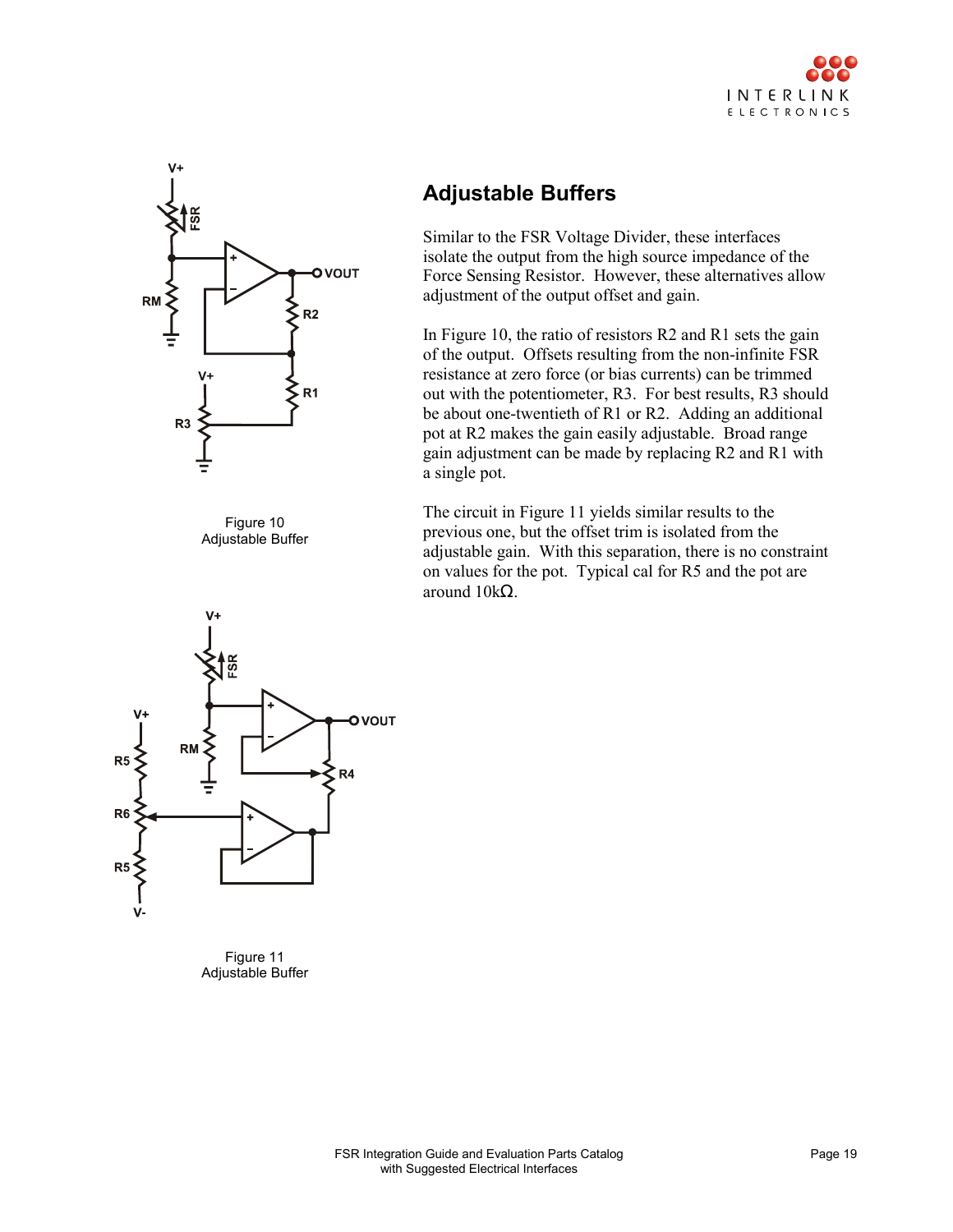Figure 10
Adjustable Buffer

Figure 11
Adjustable Buffer

## Adjustable Buffers

Similar to the FSR Voltage Divider, these interfaces isolate the output from the high source impedance of the Force Sensing Resistor. However, these alternatives allow adjustment of the output offset and gain.

In Figure 10, the ratio of resistors R2 and R1 sets the gain of the output. Offsets resulting from the non-infinite FSR resistance at zero force (or bias currents) can be trimmed out with the potentiometer, R3. For best results, R3 should be about one-twentieth of R1 or R2. Adding an additional pot at R2 makes the gain easily adjustable. Broad range gain adjustment can be made by replacing R2 and R1 with a single pot.

The circuit in Figure 11 yields similar results to the previous one, but the offset trim is isolated from the adjustable gain. With this separation, there is no constraint on values for the pot. Typical cal for R5 and the pot are around 10kΩ.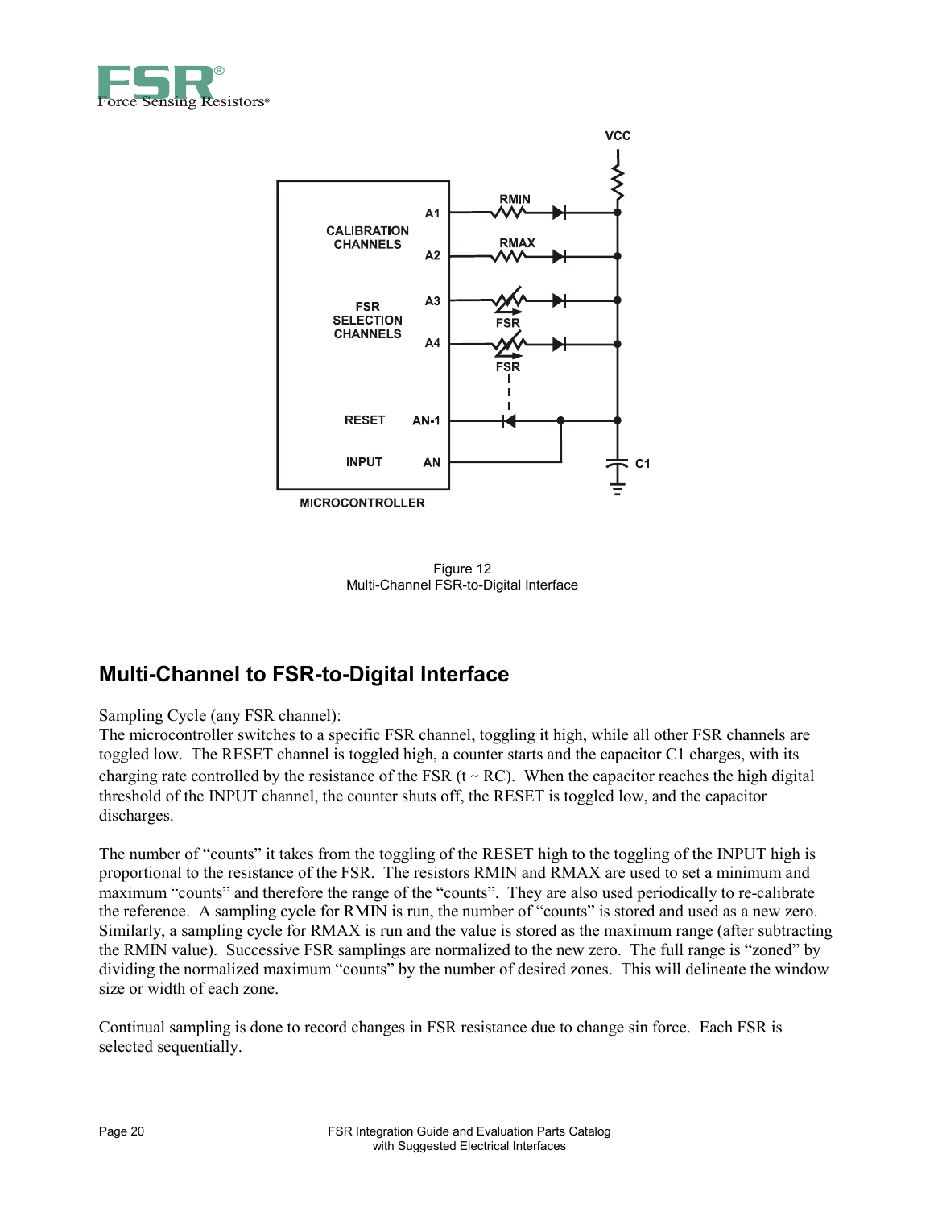Figure 12
Multi-Channel FSR-to-Digital Interface

## Multi-Channel to FSR-to-Digital Interface

Sampling Cycle (any FSR channel):
The microcontroller switches to a specific FSR channel, toggling it high, while all other FSR channels are toggled low. The RESET channel is toggled high, a counter starts and the capacitor C1 charges, with its charging rate controlled by the resistance of the FSR (t ~ RC). When the capacitor reaches the high digital threshold of the INPUT channel, the counter shuts off, the RESET is toggled low, and the capacitor discharges.

The number of “counts” it takes from the toggling of the RESET high to the toggling of the INPUT high is proportional to the resistance of the FSR. The resistors RMIN and RMAX are used to set a minimum and maximum “counts” and therefore the range of the “counts”. They are also used periodically to re-calibrate the reference. A sampling cycle for RMIN is run, the number of “counts” is stored and used as a new zero. Similarly, a sampling cycle for RMAX is run and the value is stored as the maximum range (after subtracting the RMIN value). Successive FSR samplings are normalized to the new zero. The full range is “zoned” by dividing the normalized maximum “counts” by the number of desired zones. This will delineate the window size or width of each zone.

Continual sampling is done to record changes in FSR resistance due to change sin force. Each FSR is selected sequentially.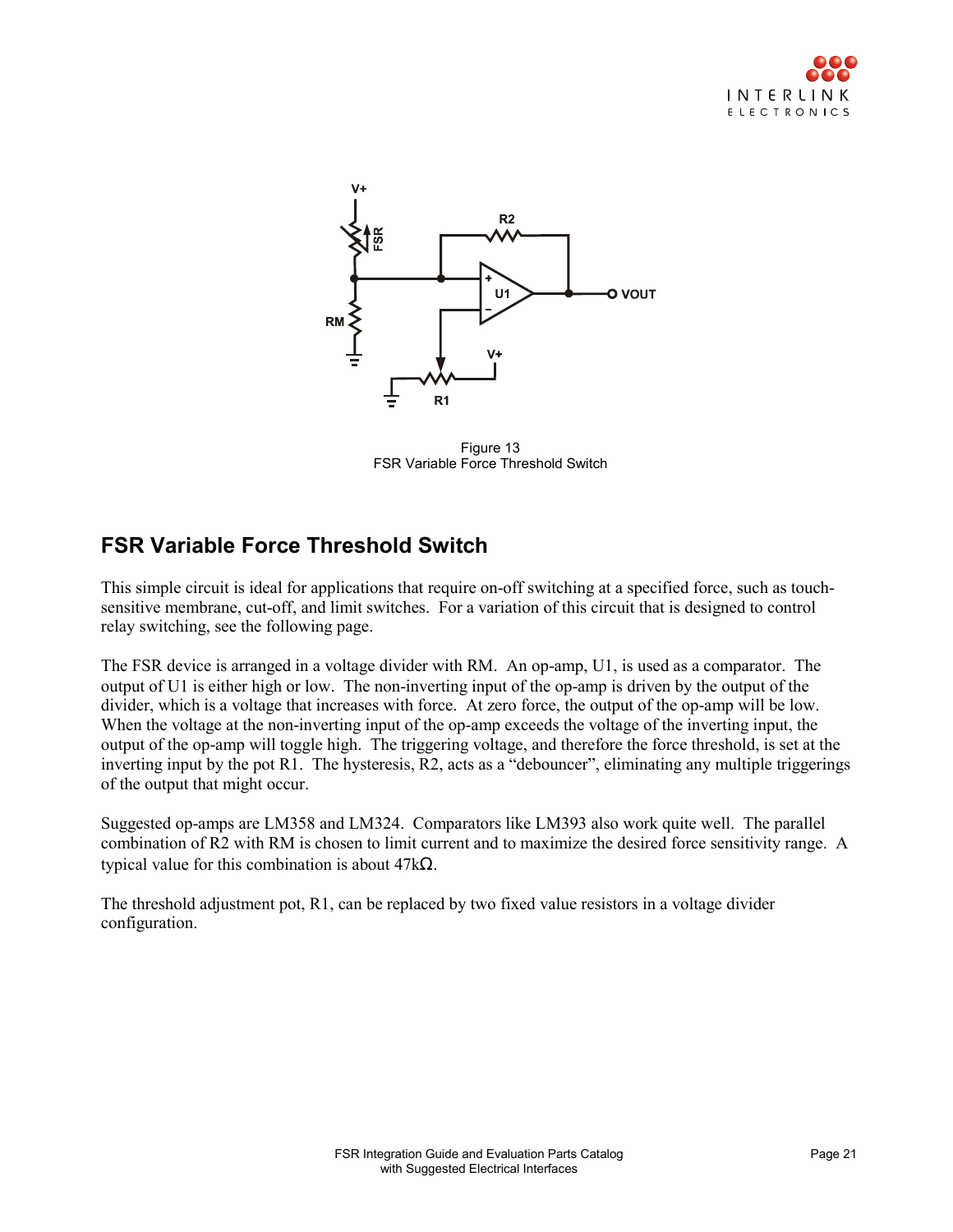Figure 13
FSR Variable Force Threshold Switch

## FSR Variable Force Threshold Switch

This simple circuit is ideal for applications that require on-off switching at a specified force, such as touch-sensitive membrane, cut-off, and limit switches. For a variation of this circuit that is designed to control relay switching, see the following page.

The FSR device is arranged in a voltage divider with RM. An op-amp, U1, is used as a comparator. The output of U1 is either high or low. The non-inverting input of the op-amp is driven by the output of the divider, which is a voltage that increases with force. At zero force, the output of the op-amp will be low. When the voltage at the non-inverting input of the op-amp exceeds the voltage of the inverting input, the output of the op-amp will toggle high. The triggering voltage, and therefore the force threshold, is set at the inverting input by the pot R1. The hysteresis, R2, acts as a "debouncer", eliminating any multiple triggerings of the output that might occur.

Suggested op-amps are LM358 and LM324. Comparators like LM393 also work quite well. The parallel combination of R2 with RM is chosen to limit current and to maximize the desired force sensitivity range. A typical value for this combination is about 47kΩ.

The threshold adjustment pot, R1, can be replaced by two fixed value resistors in a voltage divider configuration.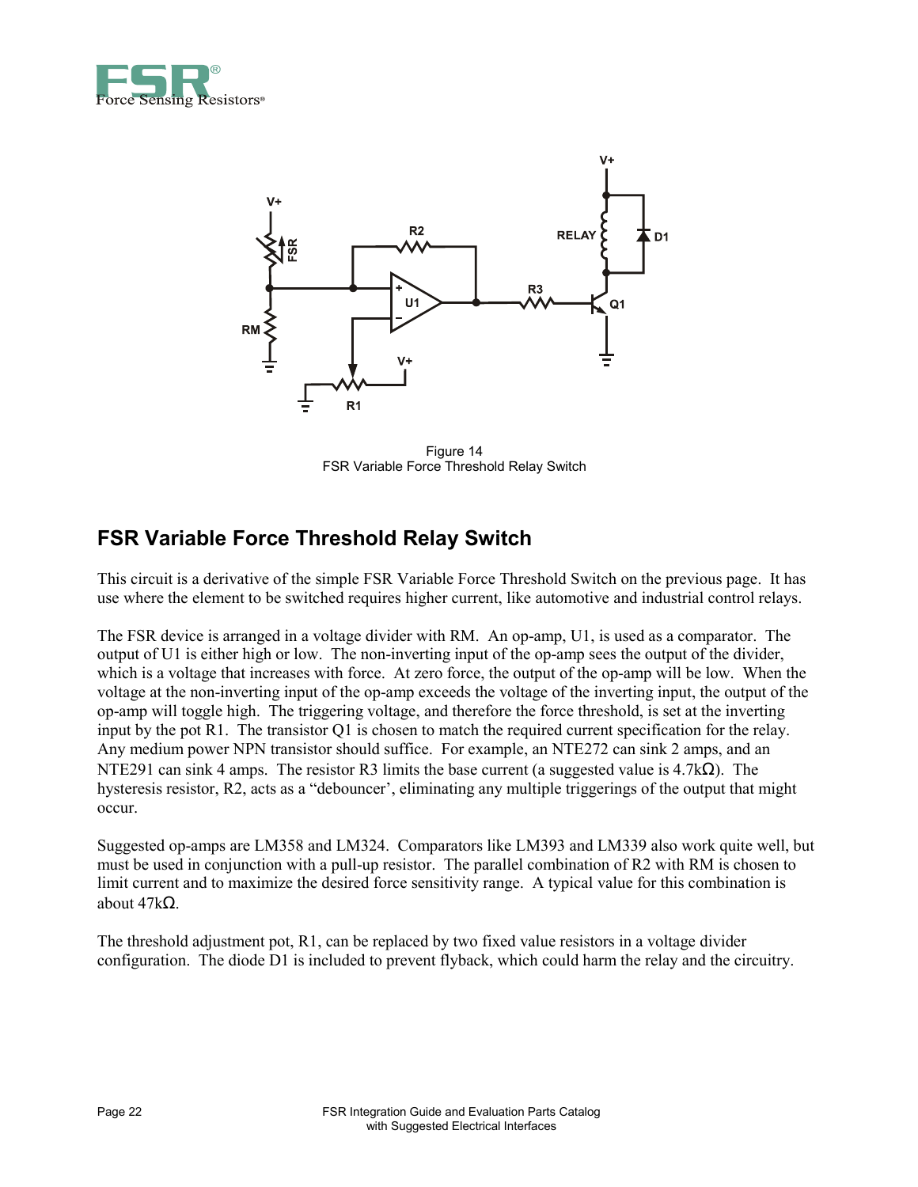Figure 14
FSR Variable Force Threshold Relay Switch

## FSR Variable Force Threshold Relay Switch

This circuit is a derivative of the simple FSR Variable Force Threshold Switch on the previous page. It has use where the element to be switched requires higher current, like automotive and industrial control relays.

The FSR device is arranged in a voltage divider with RM. An op-amp, U1, is used as a comparator. The output of U1 is either high or low. The non-inverting input of the op-amp sees the output of the divider, which is a voltage that increases with force. At zero force, the output of the op-amp will be low. When the voltage at the non-inverting input of the op-amp exceeds the voltage of the inverting input, the output of the op-amp will toggle high. The triggering voltage, and therefore the force threshold, is set at the inverting input by the pot R1. The transistor Q1 is chosen to match the required current specification for the relay. Any medium power NPN transistor should suffice. For example, an NTE272 can sink 2 amps, and an NTE291 can sink 4 amps. The resistor R3 limits the base current (a suggested value is 4.7kΩ). The hysteresis resistor, R2, acts as a "debouncer', eliminating any multiple triggerings of the output that might occur.

Suggested op-amps are LM358 and LM324. Comparators like LM393 and LM339 also work quite well, but must be used in conjunction with a pull-up resistor. The parallel combination of R2 with RM is chosen to limit current and to maximize the desired force sensitivity range. A typical value for this combination is about 47kΩ.

The threshold adjustment pot, R1, can be replaced by two fixed value resistors in a voltage divider configuration. The diode D1 is included to prevent flyback, which could harm the relay and the circuitry.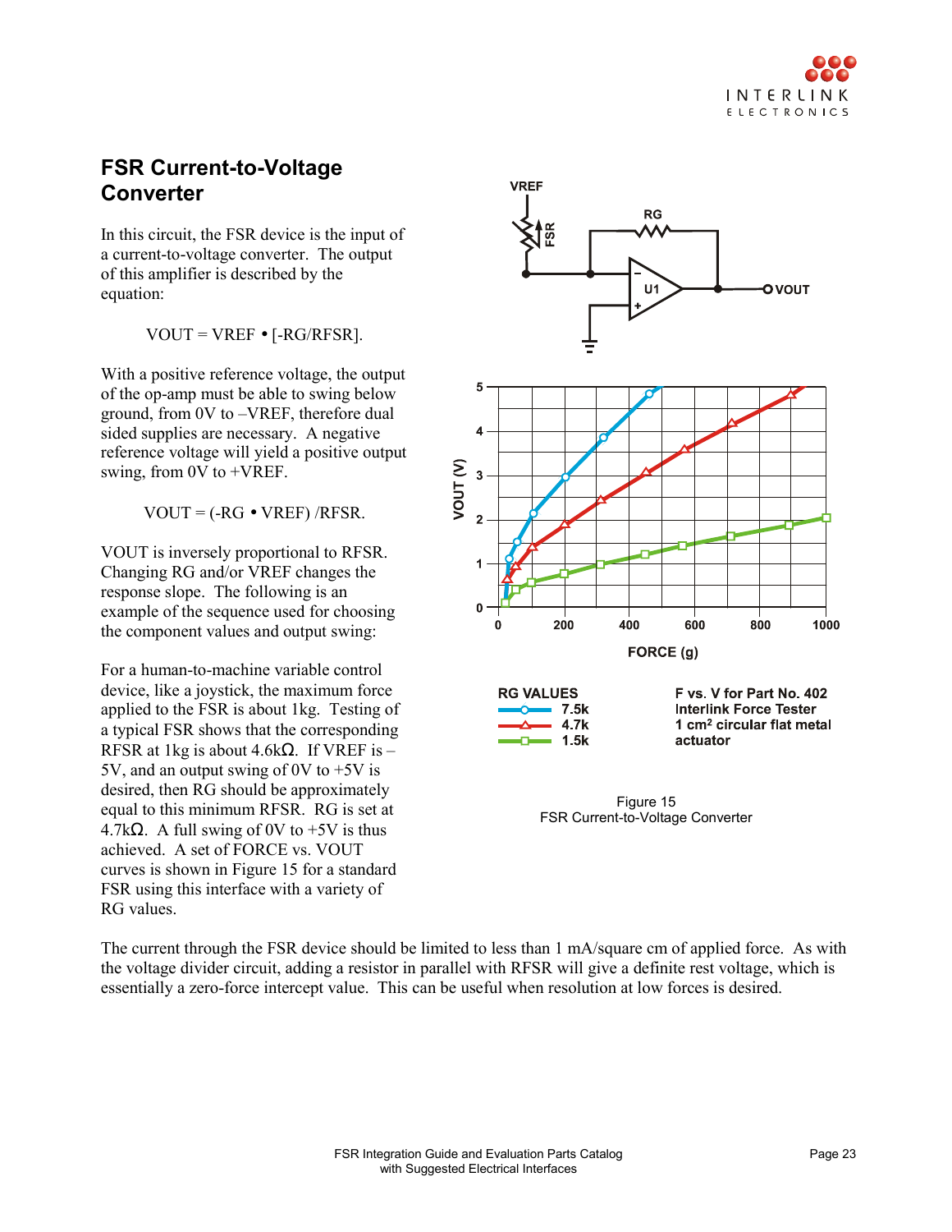## FSR Current-to-Voltage Converter

In this circuit, the FSR device is the input of a current-to-voltage converter. The output of this amplifier is described by the equation:

$$VOUT = VREF \bullet [-RG/RFSR].$$

With a positive reference voltage, the output of the op-amp must be able to swing below ground, from 0V to –VREF, therefore dual sided supplies are necessary. A negative reference voltage will yield a positive output swing, from 0V to +VREF.

$$VOUT = (-RG \bullet VREF) / RFSR.$$

VOUT is inversely proportional to RFSR. Changing RG and/or VREF changes the response slope. The following is an example of the sequence used for choosing the component values and output swing:

For a human-to-machine variable control device, like a joystick, the maximum force applied to the FSR is about 1kg. Testing of a typical FSR shows that the corresponding RFSR at 1kg is about 4.6kΩ. If VREF is –5V, and an output swing of 0V to +5V is desired, then RG should be approximately equal to this minimum RFSR. RG is set at 4.7kΩ. A full swing of 0V to +5V is thus achieved. A set of FORCE vs. VOUT curves is shown in Figure 15 for a standard FSR using this interface with a variety of RG values.

RG VALUES: 7.5k, 4.7k, 1.5k

F vs. V for Part No. 402 Interlink Force Tester 1 cm² circular flat metal actuator

Figure 15
FSR Current-to-Voltage Converter

The current through the FSR device should be limited to less than 1 mA/square cm of applied force. As with the voltage divider circuit, adding a resistor in parallel with RFSR will give a definite rest voltage, which is essentially a zero-force intercept value. This can be useful when resolution at low forces is desired.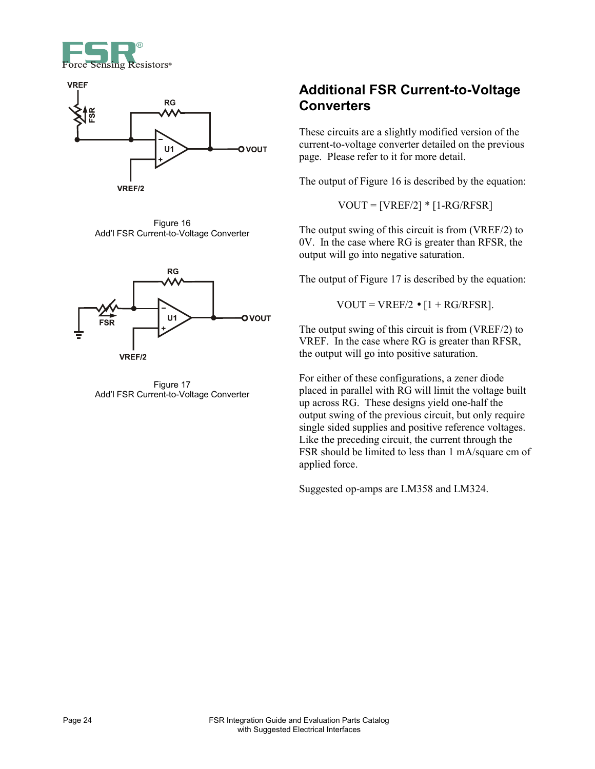Figure 16
Add'l FSR Current-to-Voltage Converter

Figure 17
Add'l FSR Current-to-Voltage Converter

## Additional FSR Current-to-Voltage Converters

These circuits are a slightly modified version of the current-to-voltage converter detailed on the previous page. Please refer to it for more detail.

The output of Figure 16 is described by the equation:

$$VOUT = [VREF/2] * [1 - RG/RFSR]$$

The output swing of this circuit is from (VREF/2) to 0V. In the case where RG is greater than RFSR, the output will go into negative saturation.

The output of Figure 17 is described by the equation:

$$VOUT = VREF/2 \bullet [1 + RG/RFSR].$$

The output swing of this circuit is from (VREF/2) to VREF. In the case where RG is greater than RFSR, the output will go into positive saturation.

For either of these configurations, a zener diode placed in parallel with RG will limit the voltage built up across RG. These designs yield one-half the output swing of the previous circuit, but only require single sided supplies and positive reference voltages. Like the preceding circuit, the current through the FSR should be limited to less than 1 mA/square cm of applied force.

Suggested op-amps are LM358 and LM324.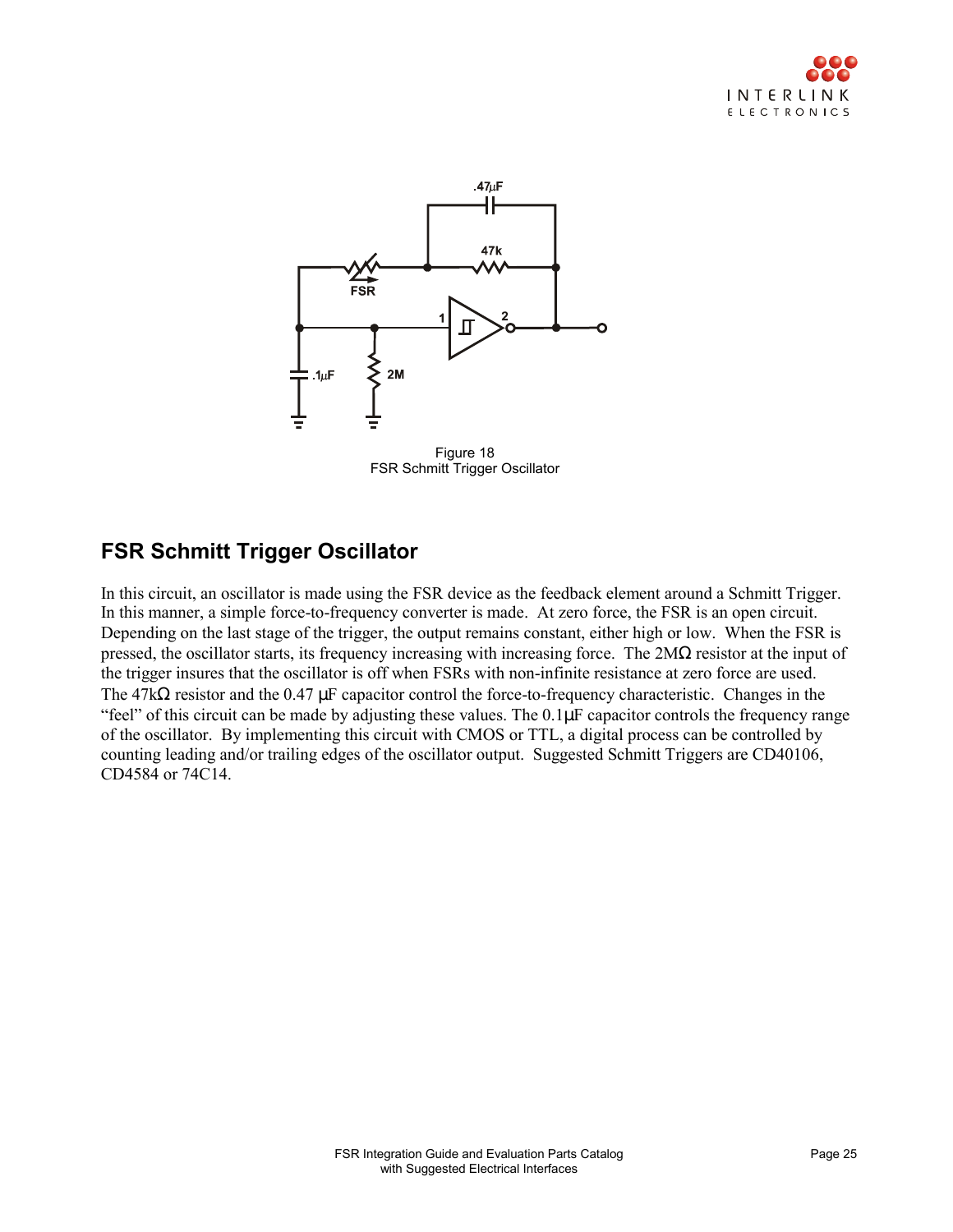Figure 18
FSR Schmitt Trigger Oscillator

## FSR Schmitt Trigger Oscillator

In this circuit, an oscillator is made using the FSR device as the feedback element around a Schmitt Trigger. In this manner, a simple force-to-frequency converter is made. At zero force, the FSR is an open circuit. Depending on the last stage of the trigger, the output remains constant, either high or low. When the FSR is pressed, the oscillator starts, its frequency increasing with increasing force. The 2MΩ resistor at the input of the trigger insures that the oscillator is off when FSRs with non-infinite resistance at zero force are used. The 47kΩ resistor and the 0.47 µF capacitor control the force-to-frequency characteristic. Changes in the "feel" of this circuit can be made by adjusting these values. The 0.1µF capacitor controls the frequency range of the oscillator. By implementing this circuit with CMOS or TTL, a digital process can be controlled by counting leading and/or trailing edges of the oscillator output. Suggested Schmitt Triggers are CD40106, CD4584 or 74C14.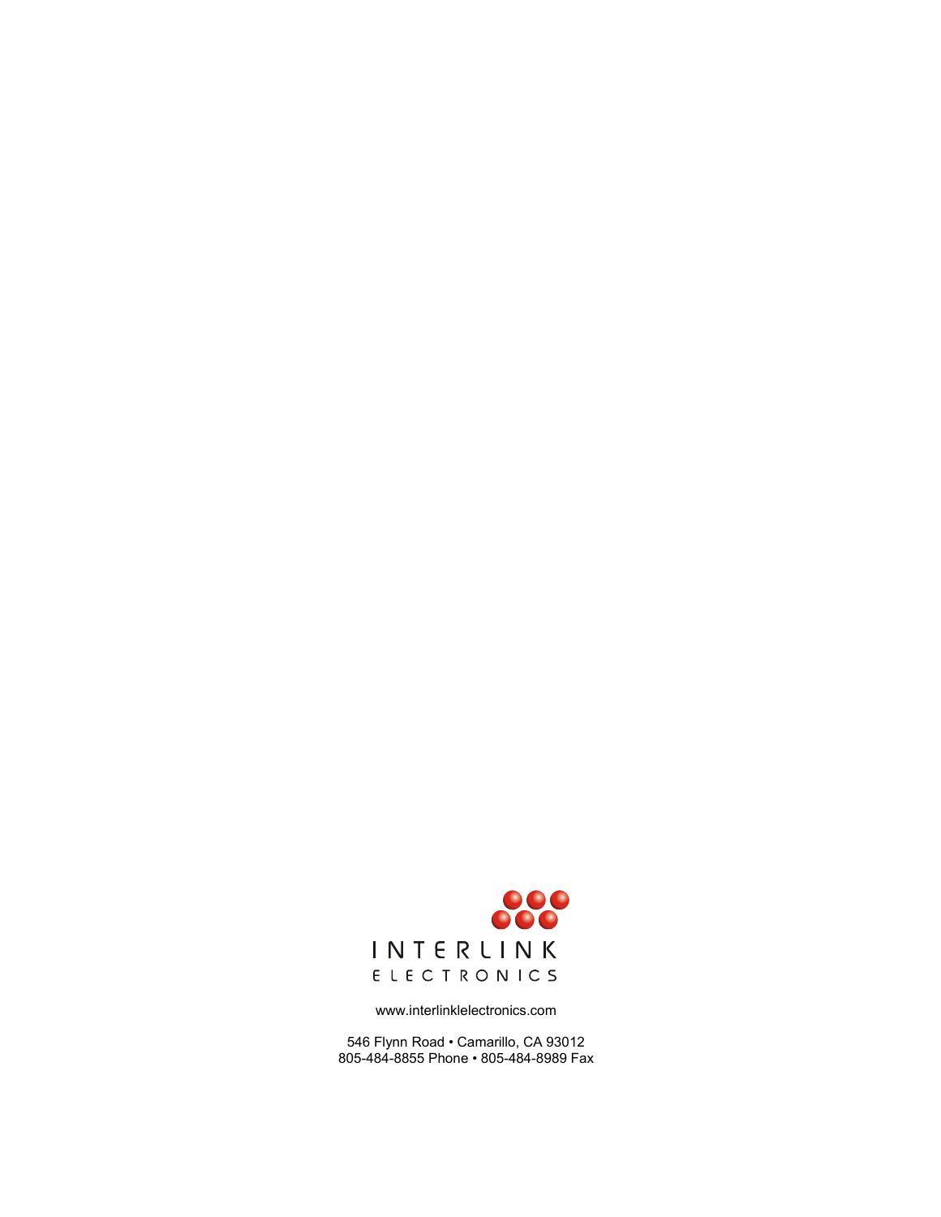INTERLINK

ELECTRONICS

www.interlinkelectronics.com

546 Flynn Road • Camarillo, CA 93012
805-484-8855 Phone • 805-484-8989 Fax